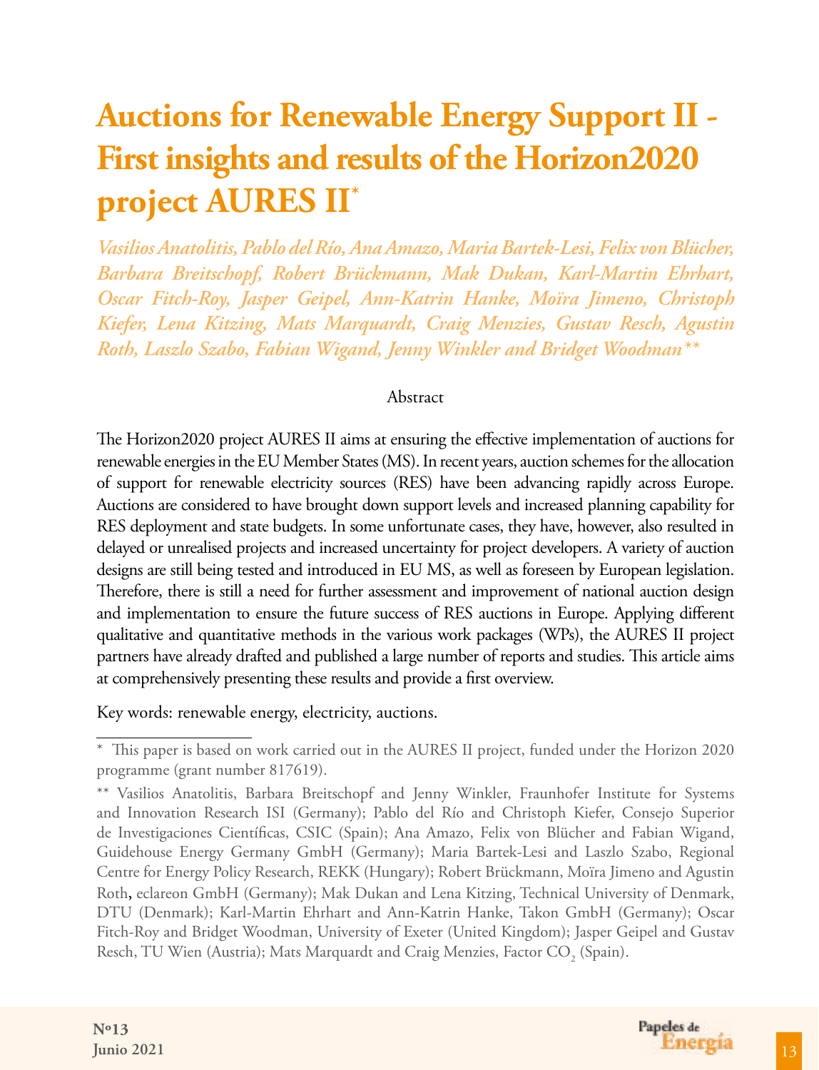# Auctions for Renewable Energy Support II - First insights and results of the Horizon2020 project AURES II*

*Vasilios Anatolitis, Pablo del Río, Ana Amazo, Maria Bartek-Lesi, Felix von Blücher, Barbara Breitschopf, Robert Brückmann, Mak Dukan, Karl-Martin Ehrhart, Oscar Fitch-Roy, Jasper Geipel, Ann-Katrin Hanke, Moïra Jimeno, Christoph Kiefer, Lena Kitzing, Mats Marquardt, Craig Menzies, Gustav Resch, Agustin Roth, Laszlo Szabo, Fabian Wigand, Jenny Winkler and Bridget Woodman***

Abstract

The Horizon2020 project AURES II aims at ensuring the effective implementation of auctions for renewable energies in the EU Member States (MS). In recent years, auction schemes for the allocation of support for renewable electricity sources (RES) have been advancing rapidly across Europe. Auctions are considered to have brought down support levels and increased planning capability for RES deployment and state budgets. In some unfortunate cases, they have, however, also resulted in delayed or unrealised projects and increased uncertainty for project developers. A variety of auction designs are still being tested and introduced in EU MS, as well as foreseen by European legislation. Therefore, there is still a need for further assessment and improvement of national auction design and implementation to ensure the future success of RES auctions in Europe. Applying different qualitative and quantitative methods in the various work packages (WPs), the AURES II project partners have already drafted and published a large number of reports and studies. This article aims at comprehensively presenting these results and provide a first overview.

Key words: renewable energy, electricity, auctions.

\* This paper is based on work carried out in the AURES II project, funded under the Horizon 2020 programme (grant number 817619).

\*\* Vasilios Anatolitis, Barbara Breitschopf and Jenny Winkler, Fraunhofer Institute for Systems and Innovation Research ISI (Germany); Pablo del Río and Christoph Kiefer, Consejo Superior de Investigaciones Científicas, CSIC (Spain); Ana Amazo, Felix von Blücher and Fabian Wigand, Guidehouse Energy Germany GmbH (Germany); Maria Bartek-Lesi and Laszlo Szabo, Regional Centre for Energy Policy Research, REKK (Hungary); Robert Brückmann, Moïra Jimeno and Agustin Roth, eclareon GmbH (Germany); Mak Dukan and Lena Kitzing, Technical University of Denmark, DTU (Denmark); Karl-Martin Ehrhart and Ann-Katrin Hanke, Takon GmbH (Germany); Oscar Fitch-Roy and Bridget Woodman, University of Exeter (United Kingdom); Jasper Geipel and Gustav Resch, TU Wien (Austria); Mats Marquardt and Craig Menzies, Factor $CO_2$ (Spain).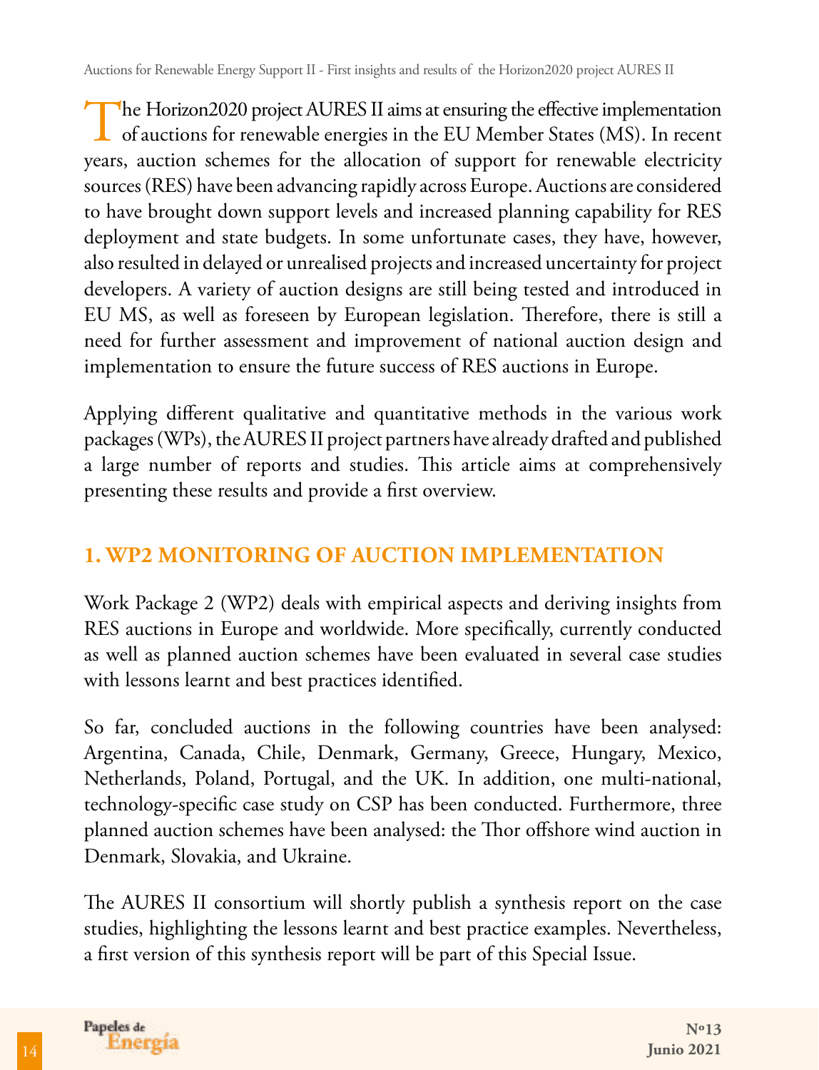The Horizon2020 project AURES II aims at ensuring the effective implementation of auctions for renewable energies in the EU Member States (MS). In recent years, auction schemes for the allocation of support for renewable electricity sources (RES) have been advancing rapidly across Europe. Auctions are considered to have brought down support levels and increased planning capability for RES deployment and state budgets. In some unfortunate cases, they have, however, also resulted in delayed or unrealised projects and increased uncertainty for project developers. A variety of auction designs are still being tested and introduced in EU MS, as well as foreseen by European legislation. Therefore, there is still a need for further assessment and improvement of national auction design and implementation to ensure the future success of RES auctions in Europe.

Applying different qualitative and quantitative methods in the various work packages (WPs), the AURES II project partners have already drafted and published a large number of reports and studies. This article aims at comprehensively presenting these results and provide a first overview.

## 1. WP2 MONITORING OF AUCTION IMPLEMENTATION

Work Package 2 (WP2) deals with empirical aspects and deriving insights from RES auctions in Europe and worldwide. More specifically, currently conducted as well as planned auction schemes have been evaluated in several case studies with lessons learnt and best practices identified.

So far, concluded auctions in the following countries have been analysed: Argentina, Canada, Chile, Denmark, Germany, Greece, Hungary, Mexico, Netherlands, Poland, Portugal, and the UK. In addition, one multi-national, technology-specific case study on CSP has been conducted. Furthermore, three planned auction schemes have been analysed: the Thor offshore wind auction in Denmark, Slovakia, and Ukraine.

The AURES II consortium will shortly publish a synthesis report on the case studies, highlighting the lessons learnt and best practice examples. Nevertheless, a first version of this synthesis report will be part of this Special Issue.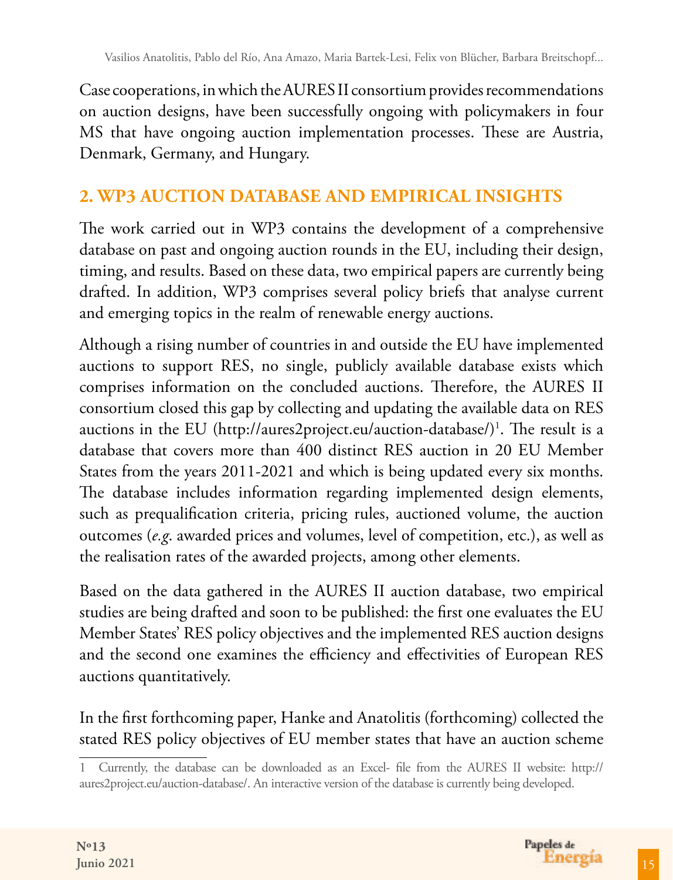Case cooperations, in which the AURES II consortium provides recommendations on auction designs, have been successfully ongoing with policymakers in four MS that have ongoing auction implementation processes. These are Austria, Denmark, Germany, and Hungary.

## 2. WP3 AUCTION DATABASE AND EMPIRICAL INSIGHTS

The work carried out in WP3 contains the development of a comprehensive database on past and ongoing auction rounds in the EU, including their design, timing, and results. Based on these data, two empirical papers are currently being drafted. In addition, WP3 comprises several policy briefs that analyse current and emerging topics in the realm of renewable energy auctions.

Although a rising number of countries in and outside the EU have implemented auctions to support RES, no single, publicly available database exists which comprises information on the concluded auctions. Therefore, the AURES II consortium closed this gap by collecting and updating the available data on RES auctions in the EU (http://aures2project.eu/auction-database/)[1]. The result is a database that covers more than 400 distinct RES auction in 20 EU Member States from the years 2011-2021 and which is being updated every six months. The database includes information regarding implemented design elements, such as prequalification criteria, pricing rules, auctioned volume, the auction outcomes (*e.g.* awarded prices and volumes, level of competition, etc.), as well as the realisation rates of the awarded projects, among other elements.

Based on the data gathered in the AURES II auction database, two empirical studies are being drafted and soon to be published: the first one evaluates the EU Member States' RES policy objectives and the implemented RES auction designs and the second one examines the efficiency and effectivities of European RES auctions quantitatively.

In the first forthcoming paper, Hanke and Anatolitis (forthcoming) collected the stated RES policy objectives of EU member states that have an auction scheme

---

1 Currently, the database can be downloaded as an Excel- file from the AURES II website: http://aures2project.eu/auction-database/. An interactive version of the database is currently being developed.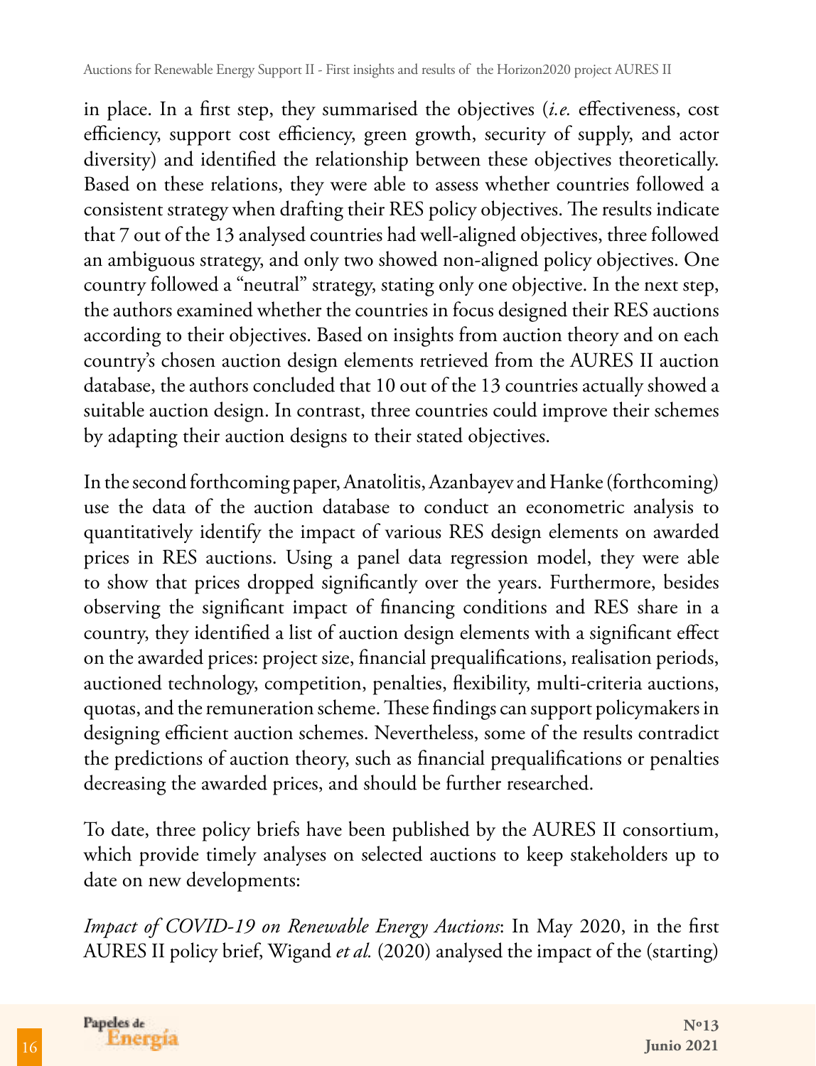in place. In a first step, they summarised the objectives (*i.e.* effectiveness, cost efficiency, support cost efficiency, green growth, security of supply, and actor diversity) and identified the relationship between these objectives theoretically. Based on these relations, they were able to assess whether countries followed a consistent strategy when drafting their RES policy objectives. The results indicate that 7 out of the 13 analysed countries had well-aligned objectives, three followed an ambiguous strategy, and only two showed non-aligned policy objectives. One country followed a "neutral" strategy, stating only one objective. In the next step, the authors examined whether the countries in focus designed their RES auctions according to their objectives. Based on insights from auction theory and on each country's chosen auction design elements retrieved from the AURES II auction database, the authors concluded that 10 out of the 13 countries actually showed a suitable auction design. In contrast, three countries could improve their schemes by adapting their auction designs to their stated objectives.

In the second forthcoming paper, Anatolitis, Azanbayev and Hanke (forthcoming) use the data of the auction database to conduct an econometric analysis to quantitatively identify the impact of various RES design elements on awarded prices in RES auctions. Using a panel data regression model, they were able to show that prices dropped significantly over the years. Furthermore, besides observing the significant impact of financing conditions and RES share in a country, they identified a list of auction design elements with a significant effect on the awarded prices: project size, financial prequalifications, realisation periods, auctioned technology, competition, penalties, flexibility, multi-criteria auctions, quotas, and the remuneration scheme. These findings can support policymakers in designing efficient auction schemes. Nevertheless, some of the results contradict the predictions of auction theory, such as financial prequalifications or penalties decreasing the awarded prices, and should be further researched.

To date, three policy briefs have been published by the AURES II consortium, which provide timely analyses on selected auctions to keep stakeholders up to date on new developments:

*Impact of COVID-19 on Renewable Energy Auctions*: In May 2020, in the first AURES II policy brief, Wigand *et al.* (2020) analysed the impact of the (starting)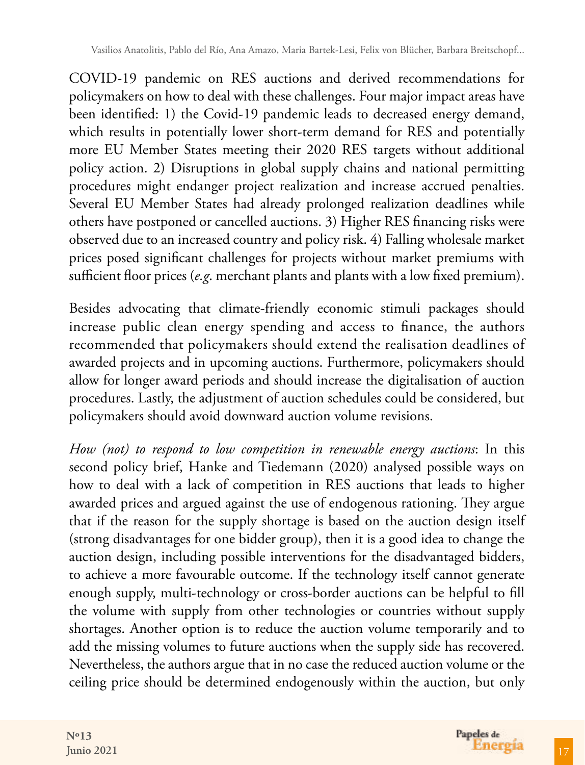COVID-19 pandemic on RES auctions and derived recommendations for policymakers on how to deal with these challenges. Four major impact areas have been identified: 1) the Covid-19 pandemic leads to decreased energy demand, which results in potentially lower short-term demand for RES and potentially more EU Member States meeting their 2020 RES targets without additional policy action. 2) Disruptions in global supply chains and national permitting procedures might endanger project realization and increase accrued penalties. Several EU Member States had already prolonged realization deadlines while others have postponed or cancelled auctions. 3) Higher RES financing risks were observed due to an increased country and policy risk. 4) Falling wholesale market prices posed significant challenges for projects without market premiums with sufficient floor prices (*e.g.* merchant plants and plants with a low fixed premium).

Besides advocating that climate-friendly economic stimuli packages should increase public clean energy spending and access to finance, the authors recommended that policymakers should extend the realisation deadlines of awarded projects and in upcoming auctions. Furthermore, policymakers should allow for longer award periods and should increase the digitalisation of auction procedures. Lastly, the adjustment of auction schedules could be considered, but policymakers should avoid downward auction volume revisions.

*How (not) to respond to low competition in renewable energy auctions*: In this second policy brief, Hanke and Tiedemann (2020) analysed possible ways on how to deal with a lack of competition in RES auctions that leads to higher awarded prices and argued against the use of endogenous rationing. They argue that if the reason for the supply shortage is based on the auction design itself (strong disadvantages for one bidder group), then it is a good idea to change the auction design, including possible interventions for the disadvantaged bidders, to achieve a more favourable outcome. If the technology itself cannot generate enough supply, multi-technology or cross-border auctions can be helpful to fill the volume with supply from other technologies or countries without supply shortages. Another option is to reduce the auction volume temporarily and to add the missing volumes to future auctions when the supply side has recovered. Nevertheless, the authors argue that in no case the reduced auction volume or the ceiling price should be determined endogenously within the auction, but only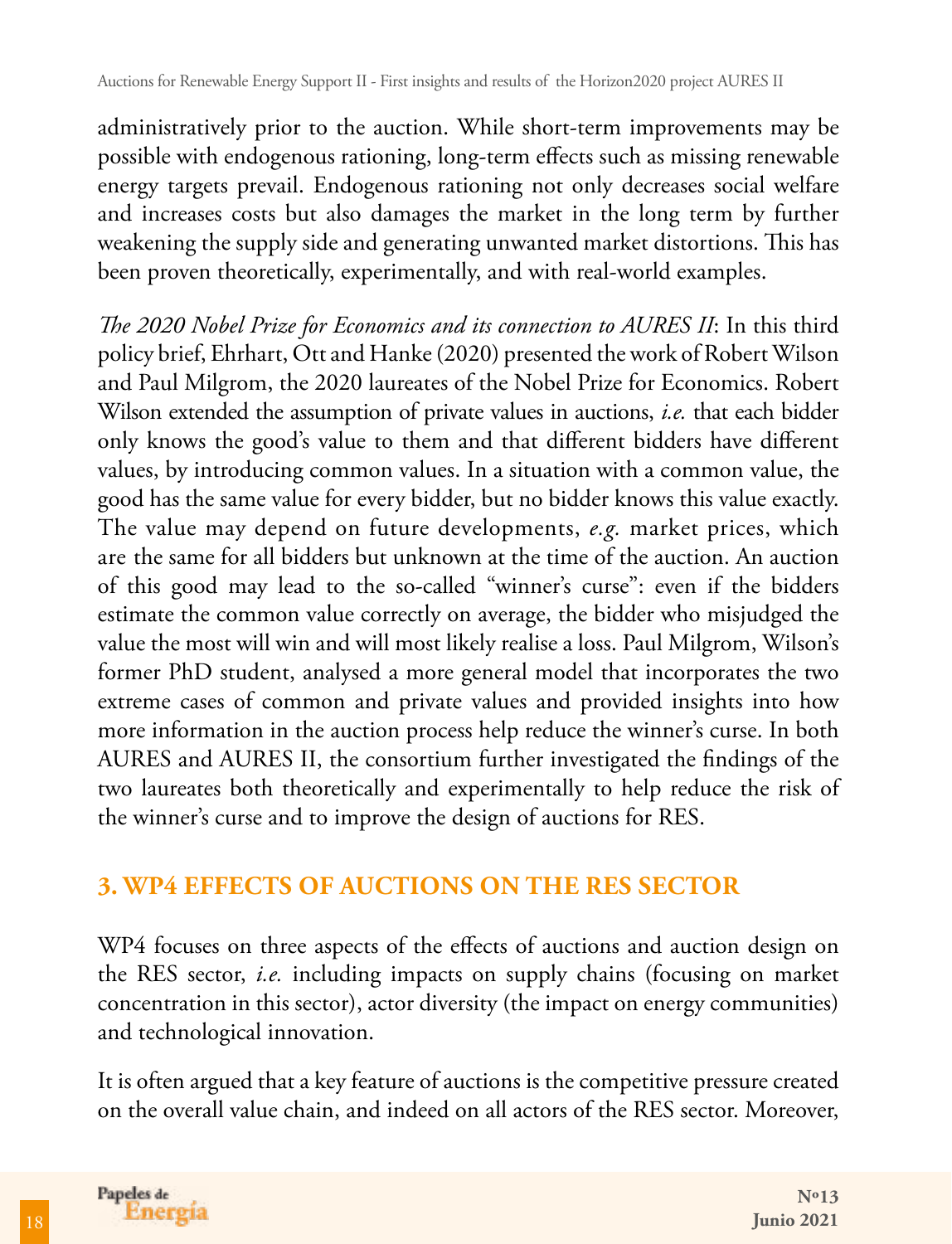administratively prior to the auction. While short-term improvements may be possible with endogenous rationing, long-term effects such as missing renewable energy targets prevail. Endogenous rationing not only decreases social welfare and increases costs but also damages the market in the long term by further weakening the supply side and generating unwanted market distortions. This has been proven theoretically, experimentally, and with real-world examples.

*The 2020 Nobel Prize for Economics and its connection to AURES II*: In this third policy brief, Ehrhart, Ott and Hanke (2020) presented the work of Robert Wilson and Paul Milgrom, the 2020 laureates of the Nobel Prize for Economics. Robert Wilson extended the assumption of private values in auctions, *i.e.* that each bidder only knows the good's value to them and that different bidders have different values, by introducing common values. In a situation with a common value, the good has the same value for every bidder, but no bidder knows this value exactly. The value may depend on future developments, *e.g.* market prices, which are the same for all bidders but unknown at the time of the auction. An auction of this good may lead to the so-called "winner's curse": even if the bidders estimate the common value correctly on average, the bidder who misjudged the value the most will win and will most likely realise a loss. Paul Milgrom, Wilson's former PhD student, analysed a more general model that incorporates the two extreme cases of common and private values and provided insights into how more information in the auction process help reduce the winner's curse. In both AURES and AURES II, the consortium further investigated the findings of the two laureates both theoretically and experimentally to help reduce the risk of the winner's curse and to improve the design of auctions for RES.

## 3. WP4 EFFECTS OF AUCTIONS ON THE RES SECTOR

WP4 focuses on three aspects of the effects of auctions and auction design on the RES sector, *i.e.* including impacts on supply chains (focusing on market concentration in this sector), actor diversity (the impact on energy communities) and technological innovation.

It is often argued that a key feature of auctions is the competitive pressure created on the overall value chain, and indeed on all actors of the RES sector. Moreover,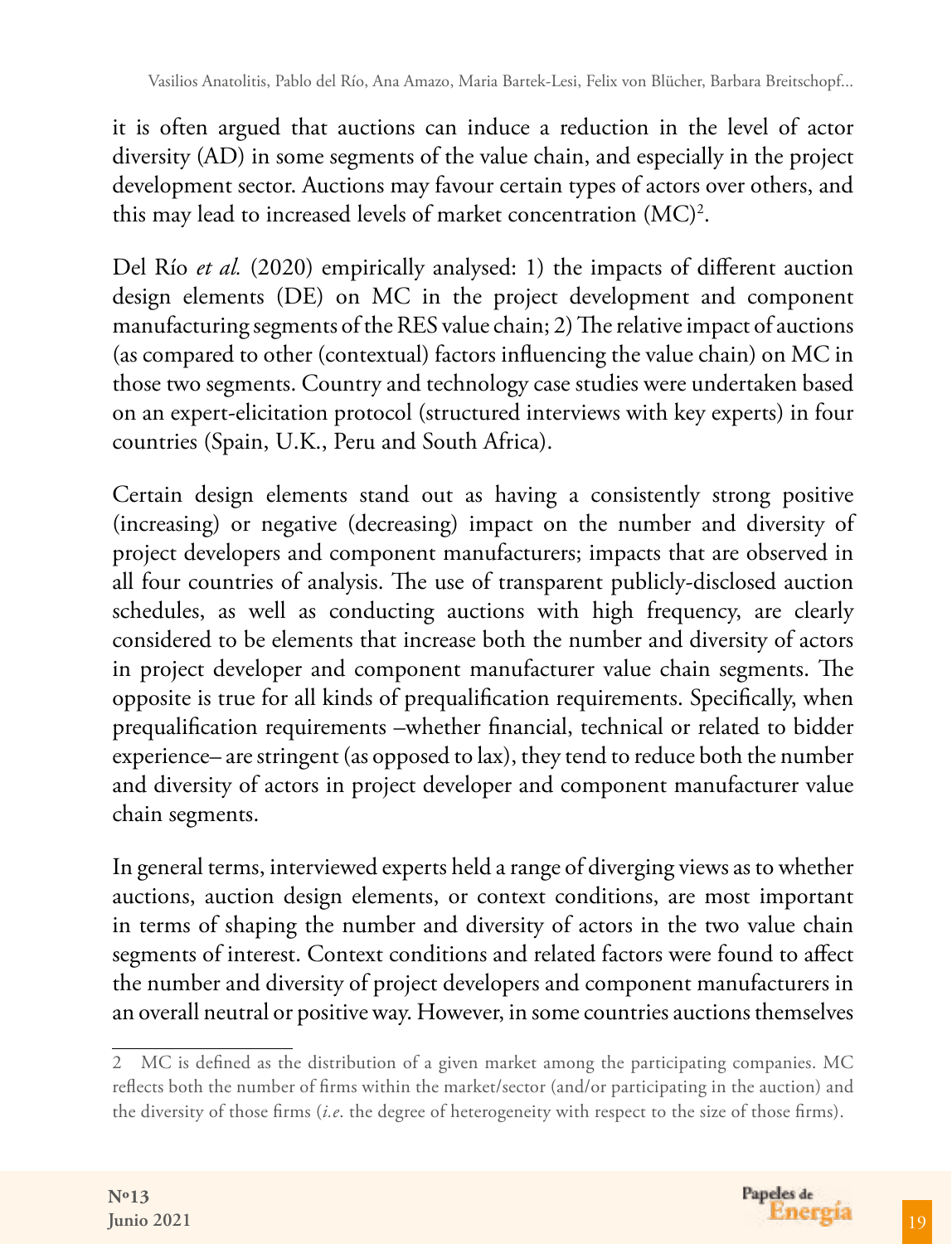it is often argued that auctions can induce a reduction in the level of actor diversity (AD) in some segments of the value chain, and especially in the project development sector. Auctions may favour certain types of actors over others, and this may lead to increased levels of market concentration (MC)[2].

Del Río *et al.* (2020) empirically analysed: 1) the impacts of different auction design elements (DE) on MC in the project development and component manufacturing segments of the RES value chain; 2) The relative impact of auctions (as compared to other (contextual) factors influencing the value chain) on MC in those two segments. Country and technology case studies were undertaken based on an expert-elicitation protocol (structured interviews with key experts) in four countries (Spain, U.K., Peru and South Africa).

Certain design elements stand out as having a consistently strong positive (increasing) or negative (decreasing) impact on the number and diversity of project developers and component manufacturers; impacts that are observed in all four countries of analysis. The use of transparent publicly-disclosed auction schedules, as well as conducting auctions with high frequency, are clearly considered to be elements that increase both the number and diversity of actors in project developer and component manufacturer value chain segments. The opposite is true for all kinds of prequalification requirements. Specifically, when prequalification requirements –whether financial, technical or related to bidder experience– are stringent (as opposed to lax), they tend to reduce both the number and diversity of actors in project developer and component manufacturer value chain segments.

In general terms, interviewed experts held a range of diverging views as to whether auctions, auction design elements, or context conditions, are most important in terms of shaping the number and diversity of actors in the two value chain segments of interest. Context conditions and related factors were found to affect the number and diversity of project developers and component manufacturers in an overall neutral or positive way. However, in some countries auctions themselves

---

2 MC is defined as the distribution of a given market among the participating companies. MC reflects both the number of firms within the market/sector (and/or participating in the auction) and the diversity of those firms (*i.e*. the degree of heterogeneity with respect to the size of those firms).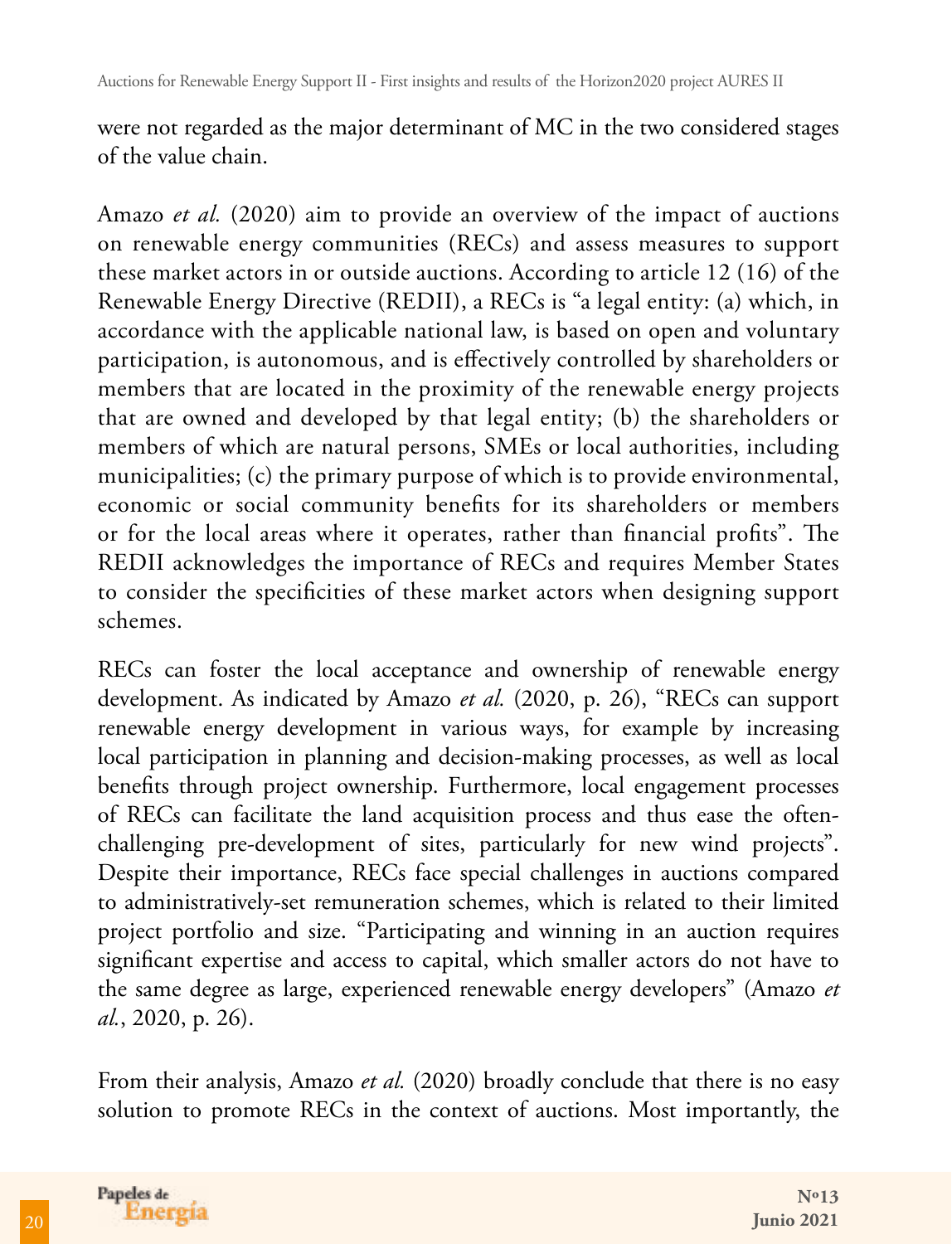were not regarded as the major determinant of MC in the two considered stages of the value chain.

Amazo *et al.* (2020) aim to provide an overview of the impact of auctions on renewable energy communities (RECs) and assess measures to support these market actors in or outside auctions. According to article 12 (16) of the Renewable Energy Directive (REDII), a RECs is "a legal entity: (a) which, in accordance with the applicable national law, is based on open and voluntary participation, is autonomous, and is effectively controlled by shareholders or members that are located in the proximity of the renewable energy projects that are owned and developed by that legal entity; (b) the shareholders or members of which are natural persons, SMEs or local authorities, including municipalities; (c) the primary purpose of which is to provide environmental, economic or social community benefits for its shareholders or members or for the local areas where it operates, rather than financial profits". The REDII acknowledges the importance of RECs and requires Member States to consider the specificities of these market actors when designing support schemes.

RECs can foster the local acceptance and ownership of renewable energy development. As indicated by Amazo *et al.* (2020, p. 26), "RECs can support renewable energy development in various ways, for example by increasing local participation in planning and decision-making processes, as well as local benefits through project ownership. Furthermore, local engagement processes of RECs can facilitate the land acquisition process and thus ease the often-challenging pre-development of sites, particularly for new wind projects". Despite their importance, RECs face special challenges in auctions compared to administratively-set remuneration schemes, which is related to their limited project portfolio and size. "Participating and winning in an auction requires significant expertise and access to capital, which smaller actors do not have to the same degree as large, experienced renewable energy developers" (Amazo *et al.*, 2020, p. 26).

From their analysis, Amazo *et al.* (2020) broadly conclude that there is no easy solution to promote RECs in the context of auctions. Most importantly, the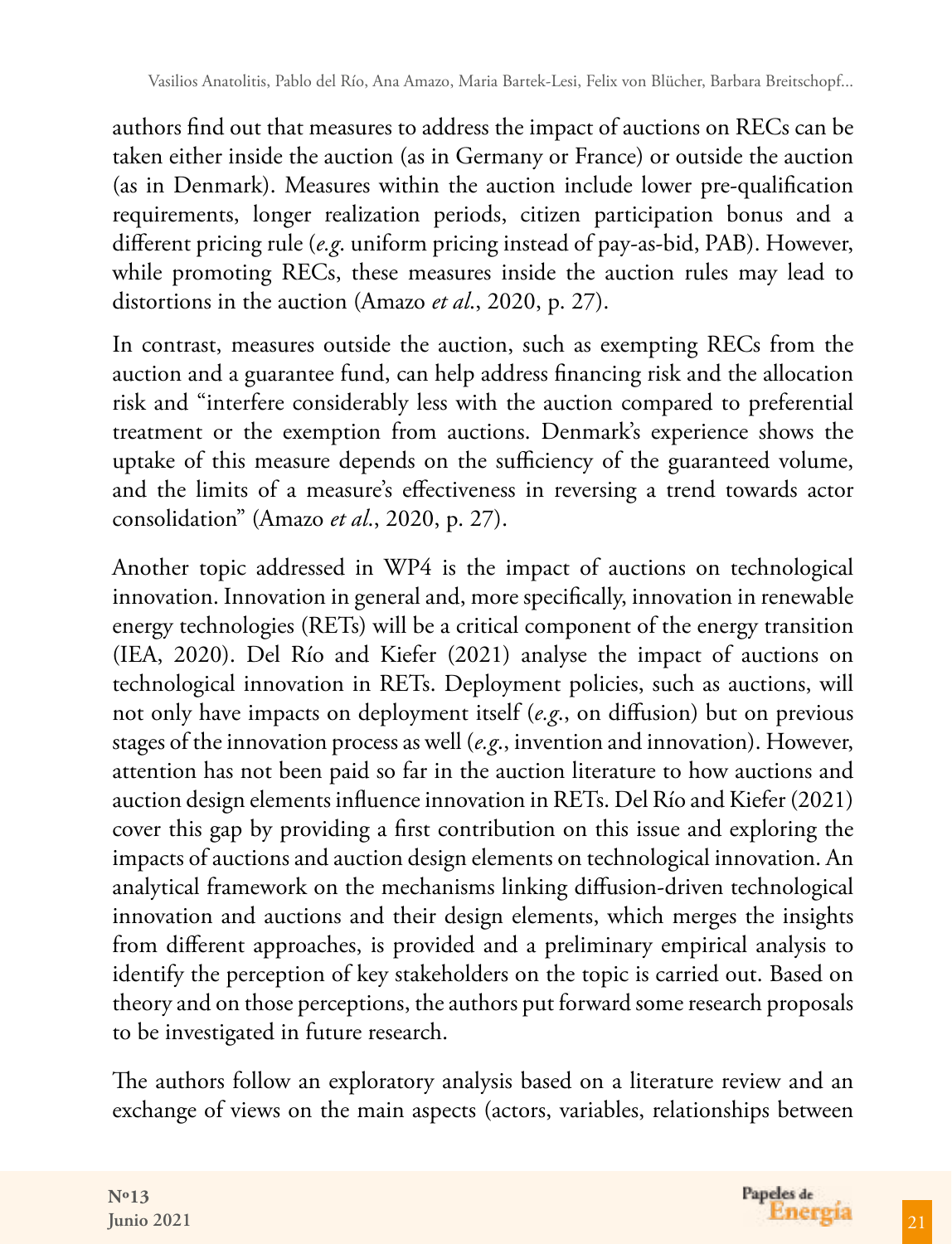authors find out that measures to address the impact of auctions on RECs can be taken either inside the auction (as in Germany or France) or outside the auction (as in Denmark). Measures within the auction include lower pre-qualification requirements, longer realization periods, citizen participation bonus and a different pricing rule (*e.g*. uniform pricing instead of pay-as-bid, PAB). However, while promoting RECs, these measures inside the auction rules may lead to distortions in the auction (Amazo *et al*., 2020, p. 27).

In contrast, measures outside the auction, such as exempting RECs from the auction and a guarantee fund, can help address financing risk and the allocation risk and "interfere considerably less with the auction compared to preferential treatment or the exemption from auctions. Denmark's experience shows the uptake of this measure depends on the sufficiency of the guaranteed volume, and the limits of a measure's effectiveness in reversing a trend towards actor consolidation" (Amazo *et al*., 2020, p. 27).

Another topic addressed in WP4 is the impact of auctions on technological innovation. Innovation in general and, more specifically, innovation in renewable energy technologies (RETs) will be a critical component of the energy transition (IEA, 2020). Del Río and Kiefer (2021) analyse the impact of auctions on technological innovation in RETs. Deployment policies, such as auctions, will not only have impacts on deployment itself (*e.g*., on diffusion) but on previous stages of the innovation process as well (*e.g*., invention and innovation). However, attention has not been paid so far in the auction literature to how auctions and auction design elements influence innovation in RETs. Del Río and Kiefer (2021) cover this gap by providing a first contribution on this issue and exploring the impacts of auctions and auction design elements on technological innovation. An analytical framework on the mechanisms linking diffusion-driven technological innovation and auctions and their design elements, which merges the insights from different approaches, is provided and a preliminary empirical analysis to identify the perception of key stakeholders on the topic is carried out. Based on theory and on those perceptions, the authors put forward some research proposals to be investigated in future research.

The authors follow an exploratory analysis based on a literature review and an exchange of views on the main aspects (actors, variables, relationships between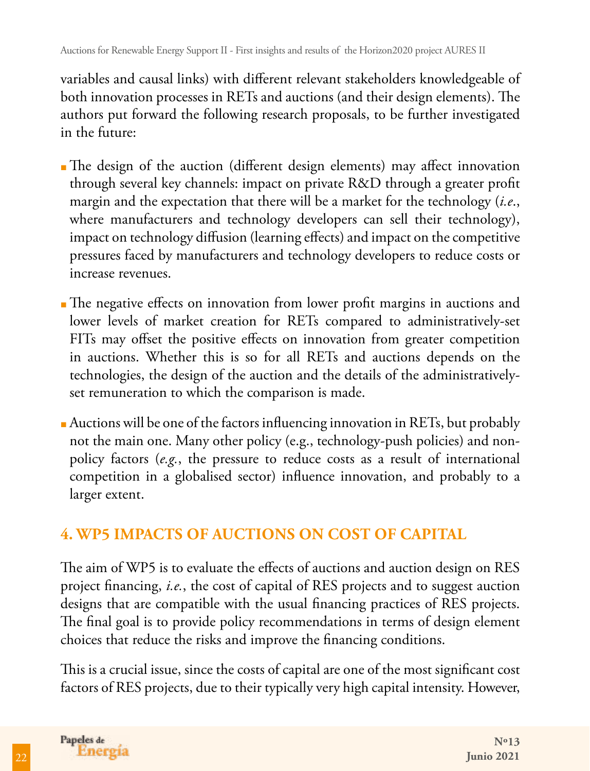variables and causal links) with different relevant stakeholders knowledgeable of both innovation processes in RETs and auctions (and their design elements). The authors put forward the following research proposals, to be further investigated in the future:

- The design of the auction (different design elements) may affect innovation through several key channels: impact on private R&D through a greater profit margin and the expectation that there will be a market for the technology (*i.e.*, where manufacturers and technology developers can sell their technology), impact on technology diffusion (learning effects) and impact on the competitive pressures faced by manufacturers and technology developers to reduce costs or increase revenues.
- The negative effects on innovation from lower profit margins in auctions and lower levels of market creation for RETs compared to administratively-set FITs may offset the positive effects on innovation from greater competition in auctions. Whether this is so for all RETs and auctions depends on the technologies, the design of the auction and the details of the administratively-set remuneration to which the comparison is made.
- Auctions will be one of the factors influencing innovation in RETs, but probably not the main one. Many other policy (e.g., technology-push policies) and non-policy factors (*e.g.*, the pressure to reduce costs as a result of international competition in a globalised sector) influence innovation, and probably to a larger extent.

## 4. WP5 IMPACTS OF AUCTIONS ON COST OF CAPITAL

The aim of WP5 is to evaluate the effects of auctions and auction design on RES project financing, *i.e.*, the cost of capital of RES projects and to suggest auction designs that are compatible with the usual financing practices of RES projects. The final goal is to provide policy recommendations in terms of design element choices that reduce the risks and improve the financing conditions.

This is a crucial issue, since the costs of capital are one of the most significant cost factors of RES projects, due to their typically very high capital intensity. However,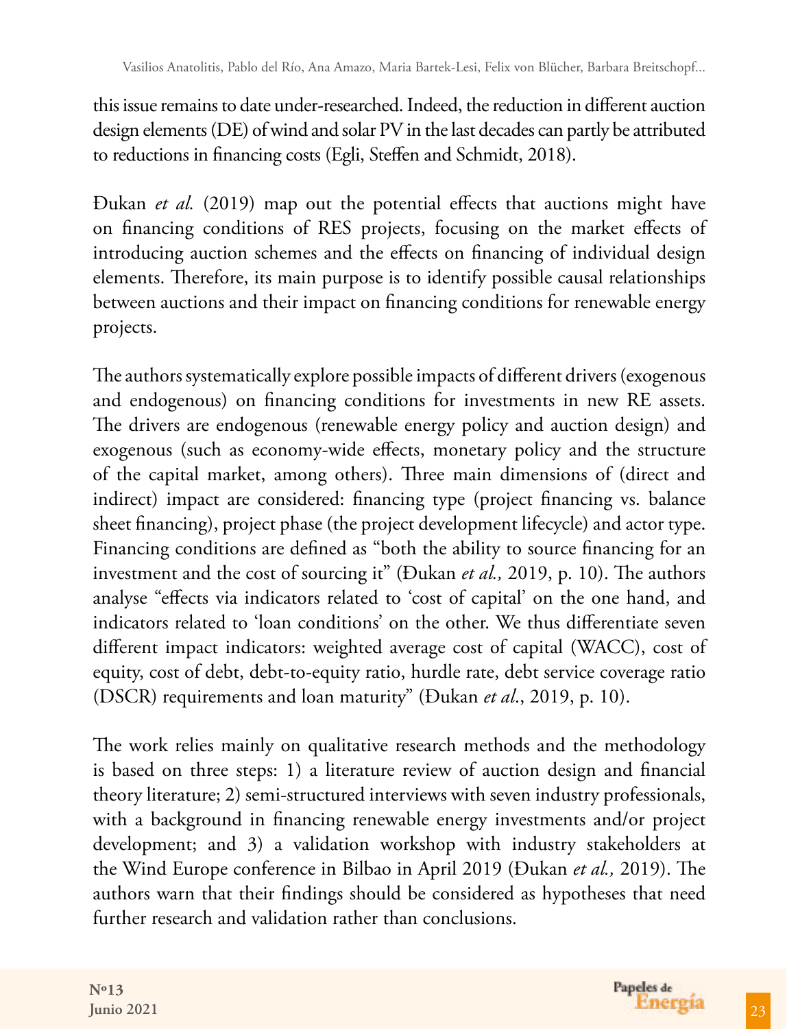this issue remains to date under-researched. Indeed, the reduction in different auction design elements (DE) of wind and solar PV in the last decades can partly be attributed to reductions in financing costs (Egli, Steffen and Schmidt, 2018).

Đukan *et al.* (2019) map out the potential effects that auctions might have on financing conditions of RES projects, focusing on the market effects of introducing auction schemes and the effects on financing of individual design elements. Therefore, its main purpose is to identify possible causal relationships between auctions and their impact on financing conditions for renewable energy projects.

The authors systematically explore possible impacts of different drivers (exogenous and endogenous) on financing conditions for investments in new RE assets. The drivers are endogenous (renewable energy policy and auction design) and exogenous (such as economy-wide effects, monetary policy and the structure of the capital market, among others). Three main dimensions of (direct and indirect) impact are considered: financing type (project financing vs. balance sheet financing), project phase (the project development lifecycle) and actor type. Financing conditions are defined as "both the ability to source financing for an investment and the cost of sourcing it" (Đukan *et al.,* 2019, p. 10). The authors analyse "effects via indicators related to 'cost of capital' on the one hand, and indicators related to 'loan conditions' on the other. We thus differentiate seven different impact indicators: weighted average cost of capital (WACC), cost of equity, cost of debt, debt-to-equity ratio, hurdle rate, debt service coverage ratio (DSCR) requirements and loan maturity" (Đukan *et al*., 2019, p. 10).

The work relies mainly on qualitative research methods and the methodology is based on three steps: 1) a literature review of auction design and financial theory literature; 2) semi-structured interviews with seven industry professionals, with a background in financing renewable energy investments and/or project development; and 3) a validation workshop with industry stakeholders at the Wind Europe conference in Bilbao in April 2019 (Đukan *et al.,* 2019). The authors warn that their findings should be considered as hypotheses that need further research and validation rather than conclusions.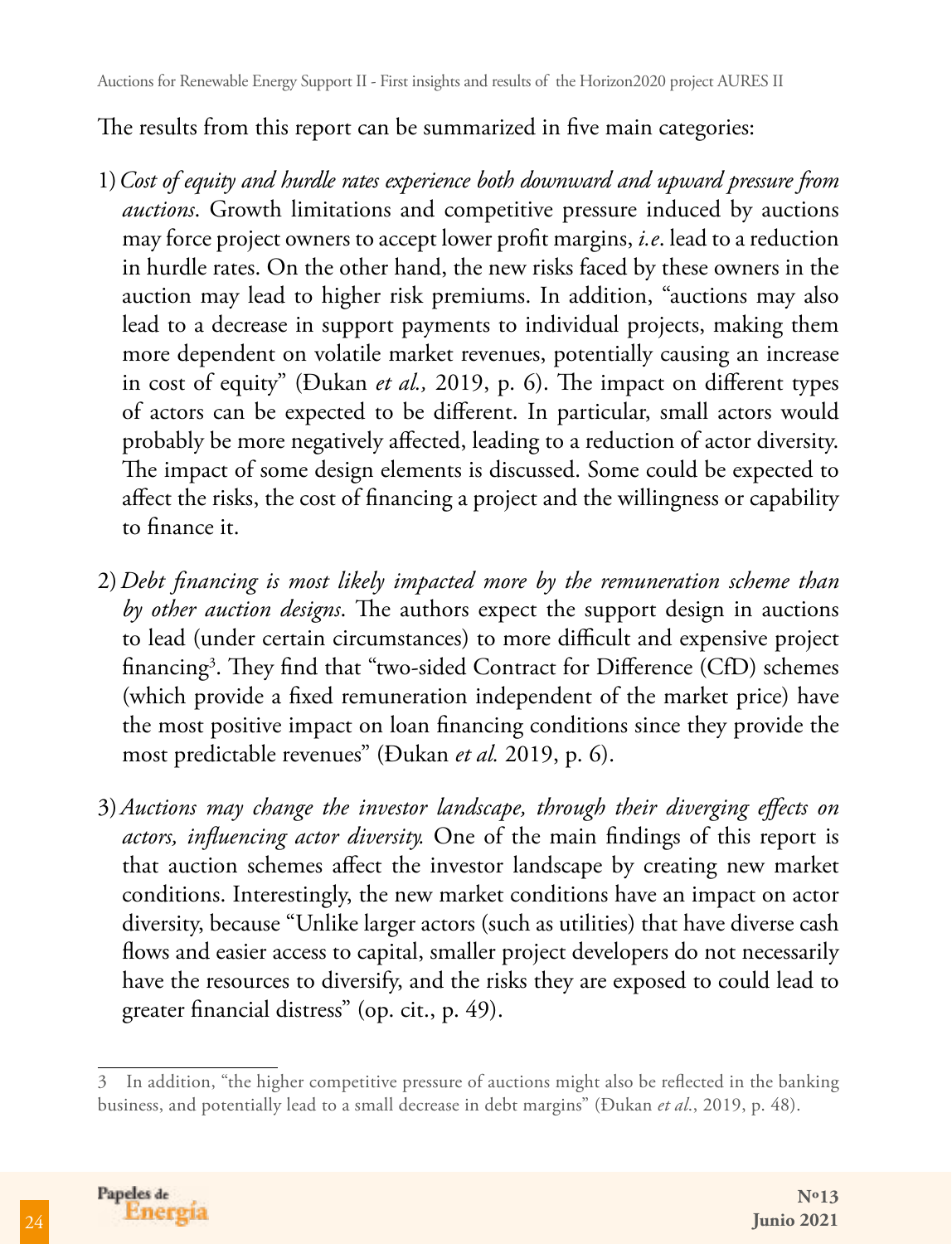The results from this report can be summarized in five main categories:

1) *Cost of equity and hurdle rates experience both downward and upward pressure from auctions*. Growth limitations and competitive pressure induced by auctions may force project owners to accept lower profit margins, *i.e*. lead to a reduction in hurdle rates. On the other hand, the new risks faced by these owners in the auction may lead to higher risk premiums. In addition, "auctions may also lead to a decrease in support payments to individual projects, making them more dependent on volatile market revenues, potentially causing an increase in cost of equity" (Đukan *et al.,* 2019, p. 6). The impact on different types of actors can be expected to be different. In particular, small actors would probably be more negatively affected, leading to a reduction of actor diversity. The impact of some design elements is discussed. Some could be expected to affect the risks, the cost of financing a project and the willingness or capability to finance it.

2) *Debt financing is most likely impacted more by the remuneration scheme than by other auction designs*. The authors expect the support design in auctions to lead (under certain circumstances) to more difficult and expensive project financing[3]. They find that "two-sided Contract for Difference (CfD) schemes (which provide a fixed remuneration independent of the market price) have the most positive impact on loan financing conditions since they provide the most predictable revenues" (Đukan *et al.* 2019, p. 6).

3) *Auctions may change the investor landscape, through their diverging effects on actors, influencing actor diversity.* One of the main findings of this report is that auction schemes affect the investor landscape by creating new market conditions. Interestingly, the new market conditions have an impact on actor diversity, because "Unlike larger actors (such as utilities) that have diverse cash flows and easier access to capital, smaller project developers do not necessarily have the resources to diversify, and the risks they are exposed to could lead to greater financial distress" (op. cit., p. 49).

---

[3] In addition, "the higher competitive pressure of auctions might also be reflected in the banking business, and potentially lead to a small decrease in debt margins" (Đukan *et al*., 2019, p. 48).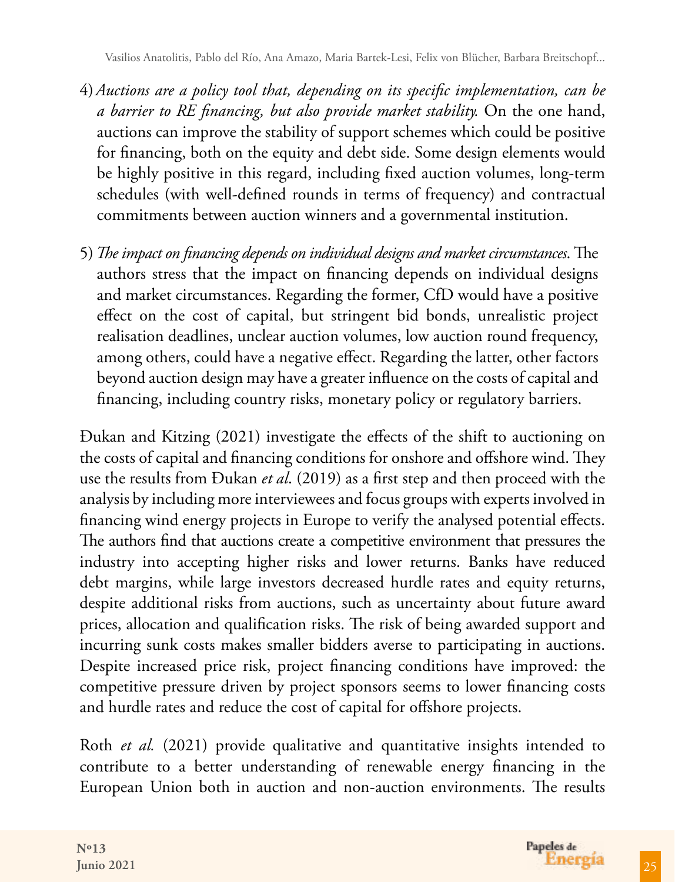4) *Auctions are a policy tool that, depending on its specific implementation, can be a barrier to RE financing, but also provide market stability.* On the one hand, auctions can improve the stability of support schemes which could be positive for financing, both on the equity and debt side. Some design elements would be highly positive in this regard, including fixed auction volumes, long-term schedules (with well-defined rounds in terms of frequency) and contractual commitments between auction winners and a governmental institution.

5) *The impact on financing depends on individual designs and market circumstances.* The authors stress that the impact on financing depends on individual designs and market circumstances. Regarding the former, CfD would have a positive effect on the cost of capital, but stringent bid bonds, unrealistic project realisation deadlines, unclear auction volumes, low auction round frequency, among others, could have a negative effect. Regarding the latter, other factors beyond auction design may have a greater influence on the costs of capital and financing, including country risks, monetary policy or regulatory barriers.

Đukan and Kitzing (2021) investigate the effects of the shift to auctioning on the costs of capital and financing conditions for onshore and offshore wind. They use the results from Đukan *et al*. (2019) as a first step and then proceed with the analysis by including more interviewees and focus groups with experts involved in financing wind energy projects in Europe to verify the analysed potential effects. The authors find that auctions create a competitive environment that pressures the industry into accepting higher risks and lower returns. Banks have reduced debt margins, while large investors decreased hurdle rates and equity returns, despite additional risks from auctions, such as uncertainty about future award prices, allocation and qualification risks. The risk of being awarded support and incurring sunk costs makes smaller bidders averse to participating in auctions. Despite increased price risk, project financing conditions have improved: the competitive pressure driven by project sponsors seems to lower financing costs and hurdle rates and reduce the cost of capital for offshore projects.

Roth *et al.* (2021) provide qualitative and quantitative insights intended to contribute to a better understanding of renewable energy financing in the European Union both in auction and non-auction environments. The results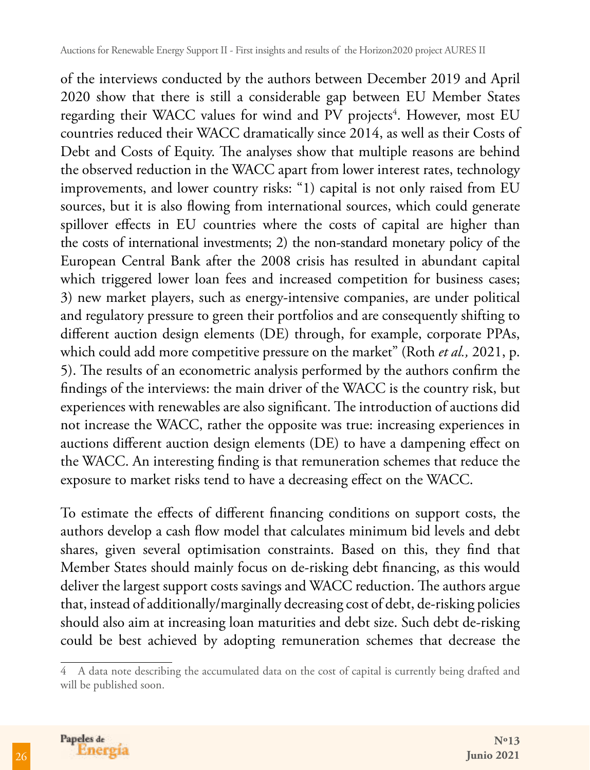of the interviews conducted by the authors between December 2019 and April 2020 show that there is still a considerable gap between EU Member States regarding their WACC values for wind and PV projects[4]. However, most EU countries reduced their WACC dramatically since 2014, as well as their Costs of Debt and Costs of Equity. The analyses show that multiple reasons are behind the observed reduction in the WACC apart from lower interest rates, technology improvements, and lower country risks: "1) capital is not only raised from EU sources, but it is also flowing from international sources, which could generate spillover effects in EU countries where the costs of capital are higher than the costs of international investments; 2) the non-standard monetary policy of the European Central Bank after the 2008 crisis has resulted in abundant capital which triggered lower loan fees and increased competition for business cases; 3) new market players, such as energy-intensive companies, are under political and regulatory pressure to green their portfolios and are consequently shifting to different auction design elements (DE) through, for example, corporate PPAs, which could add more competitive pressure on the market" (Roth *et al.,* 2021, p. 5). The results of an econometric analysis performed by the authors confirm the findings of the interviews: the main driver of the WACC is the country risk, but experiences with renewables are also significant. The introduction of auctions did not increase the WACC, rather the opposite was true: increasing experiences in auctions different auction design elements (DE) to have a dampening effect on the WACC. An interesting finding is that remuneration schemes that reduce the exposure to market risks tend to have a decreasing effect on the WACC.

To estimate the effects of different financing conditions on support costs, the authors develop a cash flow model that calculates minimum bid levels and debt shares, given several optimisation constraints. Based on this, they find that Member States should mainly focus on de-risking debt financing, as this would deliver the largest support costs savings and WACC reduction. The authors argue that, instead of additionally/marginally decreasing cost of debt, de-risking policies should also aim at increasing loan maturities and debt size. Such debt de-risking could be best achieved by adopting remuneration schemes that decrease the

4 A data note describing the accumulated data on the cost of capital is currently being drafted and will be published soon.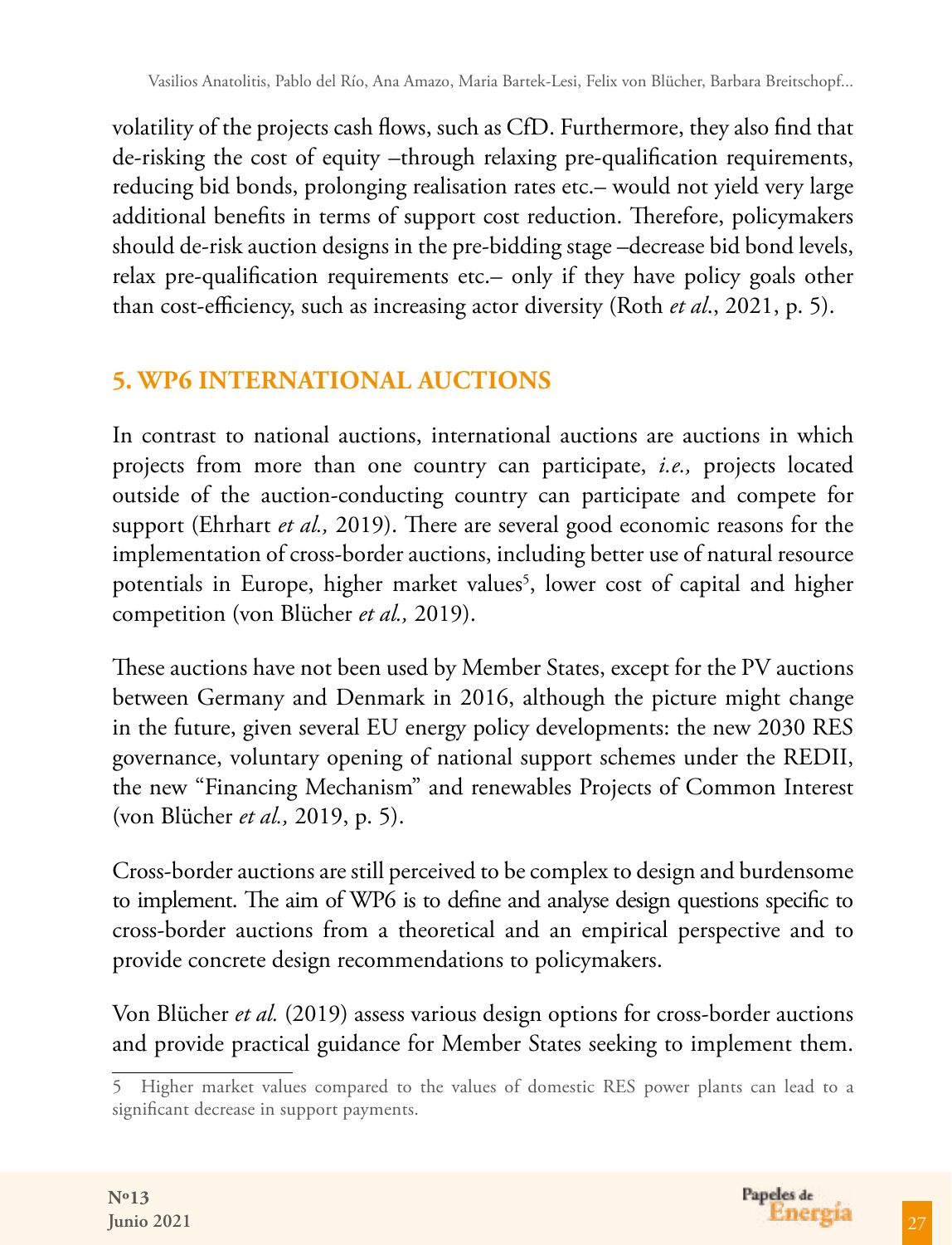volatility of the projects cash flows, such as CfD. Furthermore, they also find that de-risking the cost of equity –through relaxing pre-qualification requirements, reducing bid bonds, prolonging realisation rates etc.– would not yield very large additional benefits in terms of support cost reduction. Therefore, policymakers should de-risk auction designs in the pre-bidding stage –decrease bid bond levels, relax pre-qualification requirements etc.– only if they have policy goals other than cost-efficiency, such as increasing actor diversity (Roth *et al*., 2021, p. 5).

## 5. WP6 INTERNATIONAL AUCTIONS

In contrast to national auctions, international auctions are auctions in which projects from more than one country can participate, *i.e.,* projects located outside of the auction-conducting country can participate and compete for support (Ehrhart *et al.,* 2019). There are several good economic reasons for the implementation of cross-border auctions, including better use of natural resource potentials in Europe, higher market values[5], lower cost of capital and higher competition (von Blücher *et al.,* 2019).

These auctions have not been used by Member States, except for the PV auctions between Germany and Denmark in 2016, although the picture might change in the future, given several EU energy policy developments: the new 2030 RES governance, voluntary opening of national support schemes under the REDII, the new "Financing Mechanism" and renewables Projects of Common Interest (von Blücher *et al.,* 2019, p. 5).

Cross-border auctions are still perceived to be complex to design and burdensome to implement. The aim of WP6 is to define and analyse design questions specific to cross-border auctions from a theoretical and an empirical perspective and to provide concrete design recommendations to policymakers.

Von Blücher *et al.* (2019) assess various design options for cross-border auctions and provide practical guidance for Member States seeking to implement them.

---

5 Higher market values compared to the values of domestic RES power plants can lead to a significant decrease in support payments.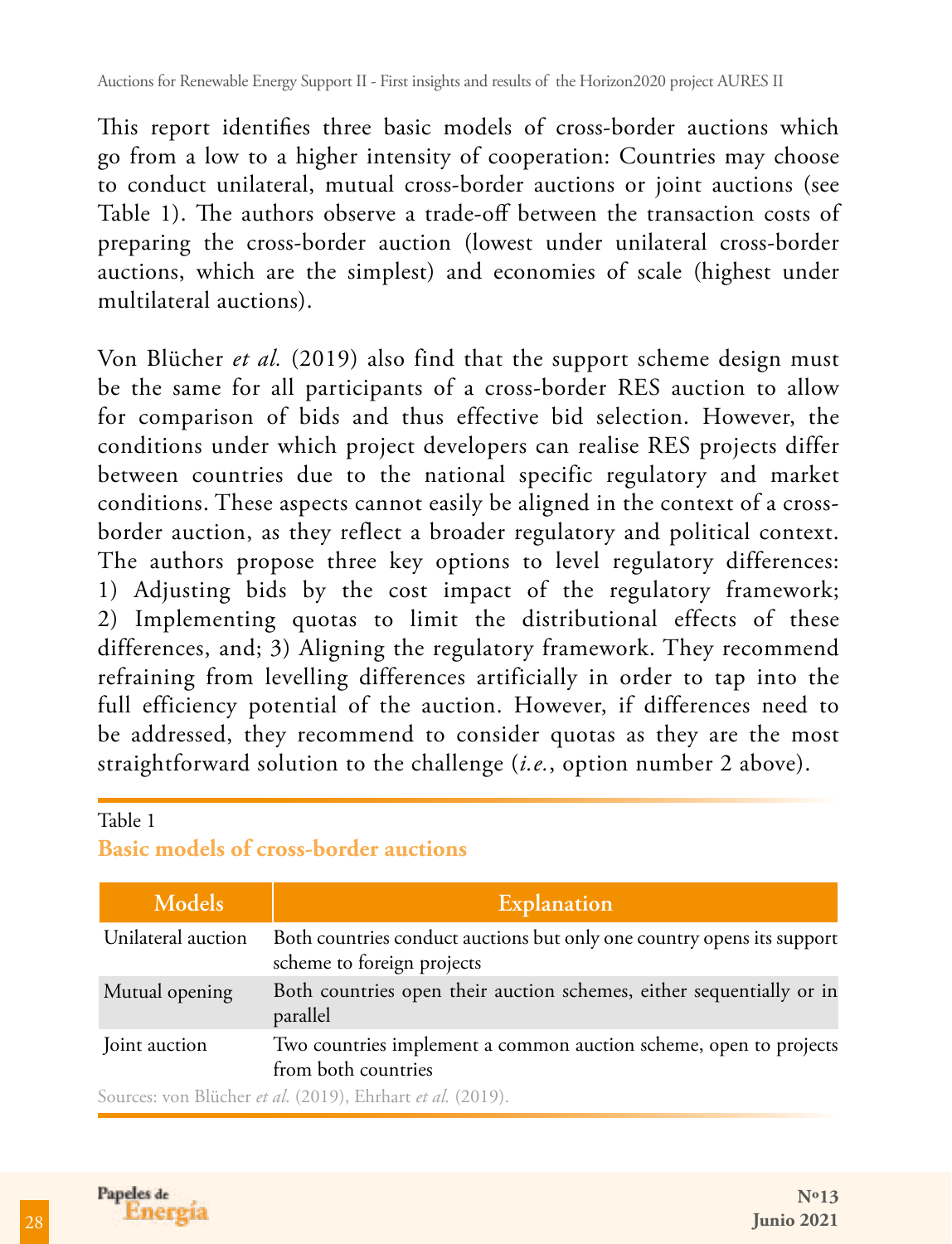This report identifies three basic models of cross-border auctions which go from a low to a higher intensity of cooperation: Countries may choose to conduct unilateral, mutual cross-border auctions or joint auctions (see Table 1). The authors observe a trade-off between the transaction costs of preparing the cross-border auction (lowest under unilateral cross-border auctions, which are the simplest) and economies of scale (highest under multilateral auctions).

Von Blücher *et al.* (2019) also find that the support scheme design must be the same for all participants of a cross-border RES auction to allow for comparison of bids and thus effective bid selection. However, the conditions under which project developers can realise RES projects differ between countries due to the national specific regulatory and market conditions. These aspects cannot easily be aligned in the context of a cross-border auction, as they reflect a broader regulatory and political context. The authors propose three key options to level regulatory differences: 1) Adjusting bids by the cost impact of the regulatory framework; 2) Implementing quotas to limit the distributional effects of these differences, and; 3) Aligning the regulatory framework. They recommend refraining from levelling differences artificially in order to tap into the full efficiency potential of the auction. However, if differences need to be addressed, they recommend to consider quotas as they are the most straightforward solution to the challenge (*i.e.*, option number 2 above).

Table 1

**Basic models of cross-border auctions**

| Models | Explanation |
| --- | --- |
| Unilateral auction | Both countries conduct auctions but only one country opens its support scheme to foreign projects |
| Mutual opening | Both countries open their auction schemes, either sequentially or in parallel |
| Joint auction | Two countries implement a common auction scheme, open to projects from both countries |

Sources: von Blücher *et al.* (2019), Ehrhart *et al.* (2019).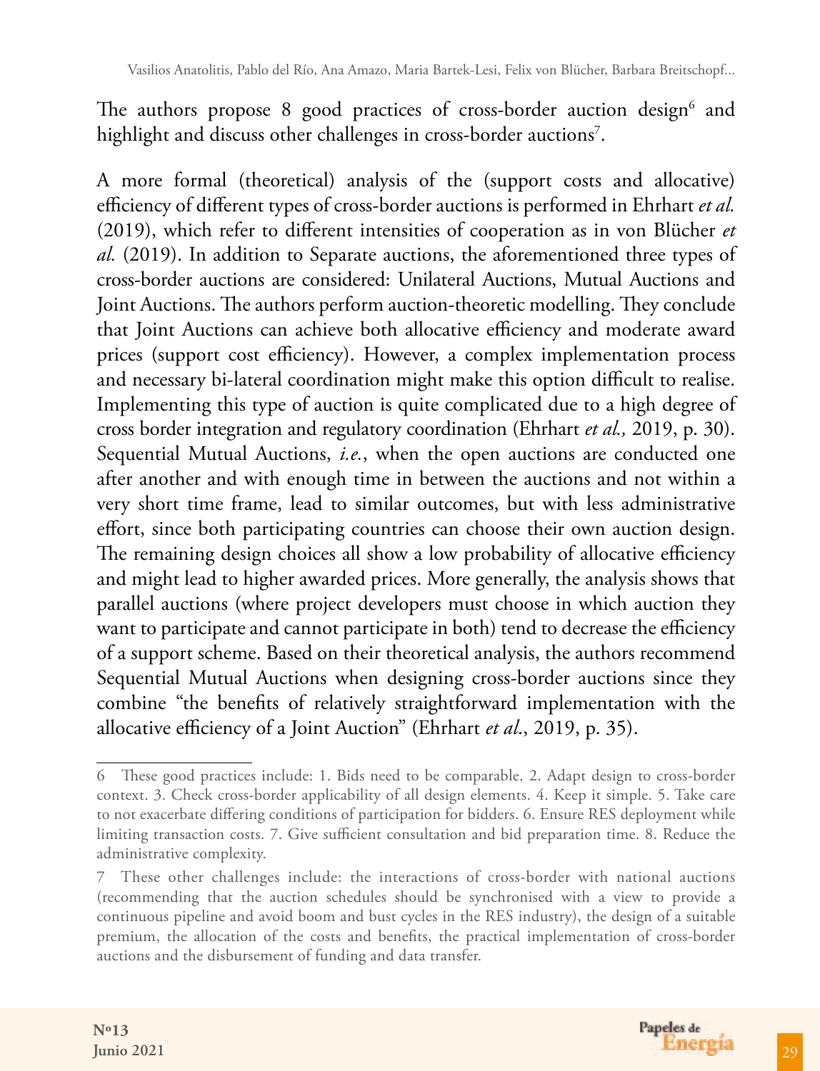The authors propose 8 good practices of cross-border auction design[6] and highlight and discuss other challenges in cross-border auctions[7].

A more formal (theoretical) analysis of the (support costs and allocative) efficiency of different types of cross-border auctions is performed in Ehrhart *et al.* (2019), which refer to different intensities of cooperation as in von Blücher *et al.* (2019). In addition to Separate auctions, the aforementioned three types of cross-border auctions are considered: Unilateral Auctions, Mutual Auctions and Joint Auctions. The authors perform auction-theoretic modelling. They conclude that Joint Auctions can achieve both allocative efficiency and moderate award prices (support cost efficiency). However, a complex implementation process and necessary bi-lateral coordination might make this option difficult to realise. Implementing this type of auction is quite complicated due to a high degree of cross border integration and regulatory coordination (Ehrhart *et al.,* 2019, p. 30). Sequential Mutual Auctions, *i.e.*, when the open auctions are conducted one after another and with enough time in between the auctions and not within a very short time frame, lead to similar outcomes, but with less administrative effort, since both participating countries can choose their own auction design. The remaining design choices all show a low probability of allocative efficiency and might lead to higher awarded prices. More generally, the analysis shows that parallel auctions (where project developers must choose in which auction they want to participate and cannot participate in both) tend to decrease the efficiency of a support scheme. Based on their theoretical analysis, the authors recommend Sequential Mutual Auctions when designing cross-border auctions since they combine "the benefits of relatively straightforward implementation with the allocative efficiency of a Joint Auction" (Ehrhart *et al*., 2019, p. 35).

---

6 These good practices include: 1. Bids need to be comparable. 2. Adapt design to cross-border context. 3. Check cross-border applicability of all design elements. 4. Keep it simple. 5. Take care to not exacerbate differing conditions of participation for bidders. 6. Ensure RES deployment while limiting transaction costs. 7. Give sufficient consultation and bid preparation time. 8. Reduce the administrative complexity.

7 These other challenges include: the interactions of cross-border with national auctions (recommending that the auction schedules should be synchronised with a view to provide a continuous pipeline and avoid boom and bust cycles in the RES industry), the design of a suitable premium, the allocation of the costs and benefits, the practical implementation of cross-border auctions and the disbursement of funding and data transfer.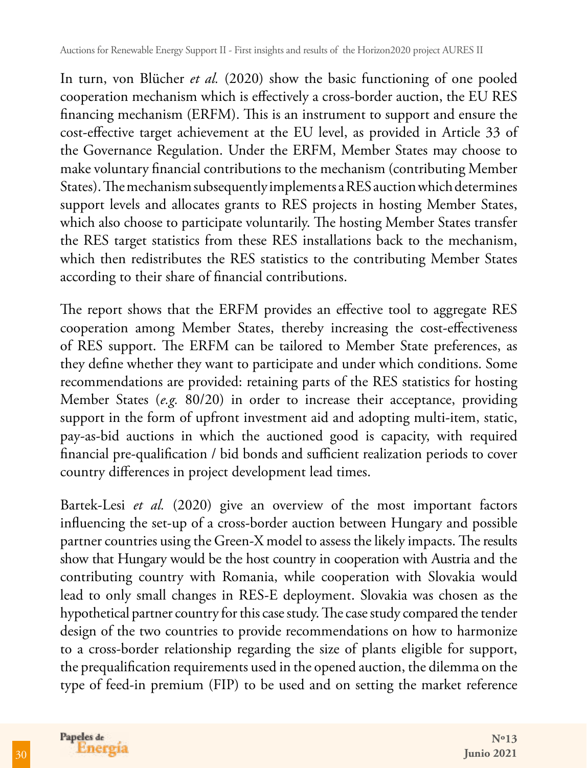In turn, von Blücher *et al.* (2020) show the basic functioning of one pooled cooperation mechanism which is effectively a cross-border auction, the EU RES financing mechanism (ERFM). This is an instrument to support and ensure the cost-effective target achievement at the EU level, as provided in Article 33 of the Governance Regulation. Under the ERFM, Member States may choose to make voluntary financial contributions to the mechanism (contributing Member States). The mechanism subsequently implements a RES auction which determines support levels and allocates grants to RES projects in hosting Member States, which also choose to participate voluntarily. The hosting Member States transfer the RES target statistics from these RES installations back to the mechanism, which then redistributes the RES statistics to the contributing Member States according to their share of financial contributions.

The report shows that the ERFM provides an effective tool to aggregate RES cooperation among Member States, thereby increasing the cost-effectiveness of RES support. The ERFM can be tailored to Member State preferences, as they define whether they want to participate and under which conditions. Some recommendations are provided: retaining parts of the RES statistics for hosting Member States (*e.g.* 80/20) in order to increase their acceptance, providing support in the form of upfront investment aid and adopting multi-item, static, pay-as-bid auctions in which the auctioned good is capacity, with required financial pre-qualification / bid bonds and sufficient realization periods to cover country differences in project development lead times.

Bartek-Lesi *et al.* (2020) give an overview of the most important factors influencing the set-up of a cross-border auction between Hungary and possible partner countries using the Green-X model to assess the likely impacts. The results show that Hungary would be the host country in cooperation with Austria and the contributing country with Romania, while cooperation with Slovakia would lead to only small changes in RES-E deployment. Slovakia was chosen as the hypothetical partner country for this case study. The case study compared the tender design of the two countries to provide recommendations on how to harmonize to a cross-border relationship regarding the size of plants eligible for support, the prequalification requirements used in the opened auction, the dilemma on the type of feed-in premium (FIP) to be used and on setting the market reference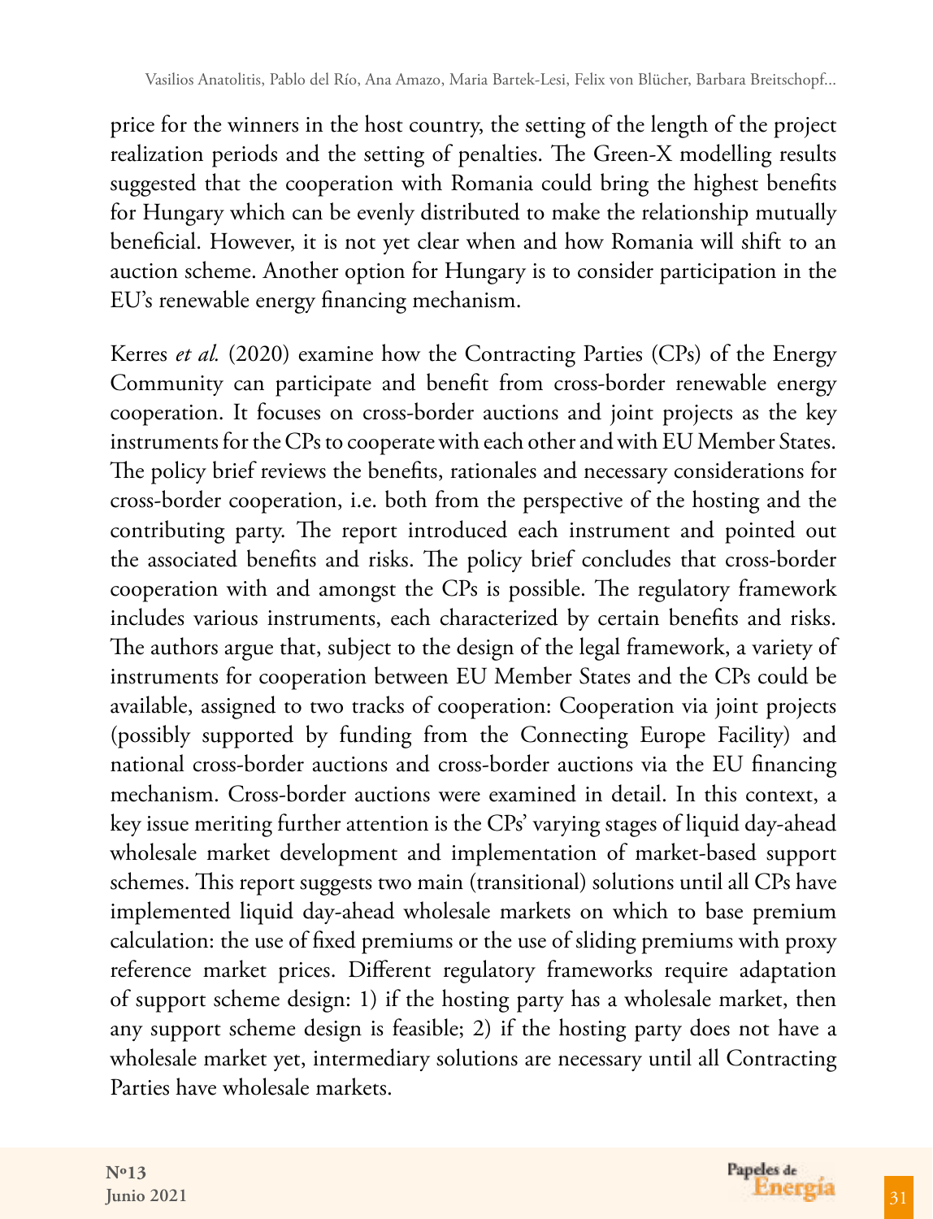price for the winners in the host country, the setting of the length of the project realization periods and the setting of penalties. The Green-X modelling results suggested that the cooperation with Romania could bring the highest benefits for Hungary which can be evenly distributed to make the relationship mutually beneficial. However, it is not yet clear when and how Romania will shift to an auction scheme. Another option for Hungary is to consider participation in the EU's renewable energy financing mechanism.

Kerres *et al.* (2020) examine how the Contracting Parties (CPs) of the Energy Community can participate and benefit from cross-border renewable energy cooperation. It focuses on cross-border auctions and joint projects as the key instruments for the CPs to cooperate with each other and with EU Member States. The policy brief reviews the benefits, rationales and necessary considerations for cross-border cooperation, i.e. both from the perspective of the hosting and the contributing party. The report introduced each instrument and pointed out the associated benefits and risks. The policy brief concludes that cross-border cooperation with and amongst the CPs is possible. The regulatory framework includes various instruments, each characterized by certain benefits and risks. The authors argue that, subject to the design of the legal framework, a variety of instruments for cooperation between EU Member States and the CPs could be available, assigned to two tracks of cooperation: Cooperation via joint projects (possibly supported by funding from the Connecting Europe Facility) and national cross-border auctions and cross-border auctions via the EU financing mechanism. Cross-border auctions were examined in detail. In this context, a key issue meriting further attention is the CPs' varying stages of liquid day-ahead wholesale market development and implementation of market-based support schemes. This report suggests two main (transitional) solutions until all CPs have implemented liquid day-ahead wholesale markets on which to base premium calculation: the use of fixed premiums or the use of sliding premiums with proxy reference market prices. Different regulatory frameworks require adaptation of support scheme design: 1) if the hosting party has a wholesale market, then any support scheme design is feasible; 2) if the hosting party does not have a wholesale market yet, intermediary solutions are necessary until all Contracting Parties have wholesale markets.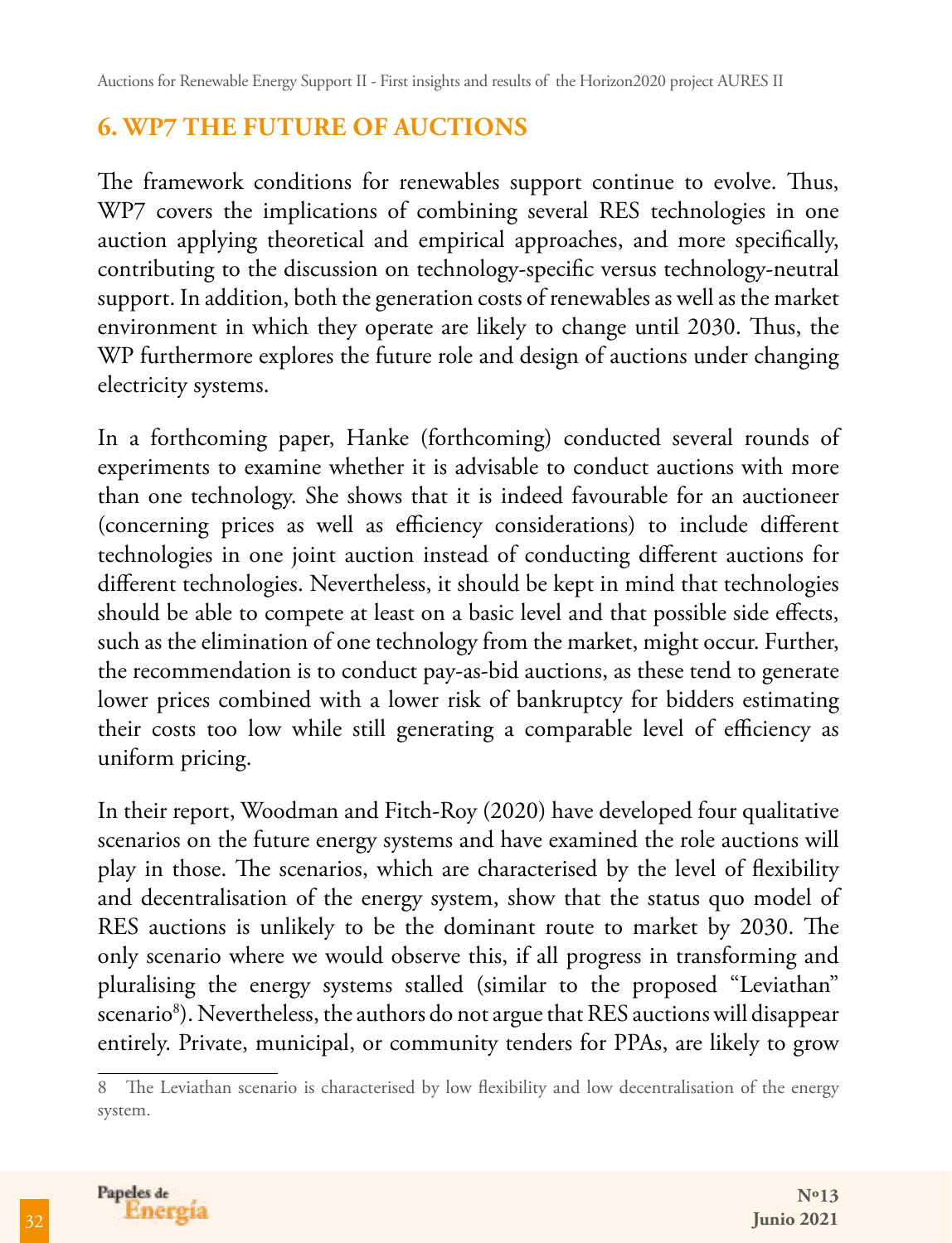## 6. WP7 THE FUTURE OF AUCTIONS

The framework conditions for renewables support continue to evolve. Thus, WP7 covers the implications of combining several RES technologies in one auction applying theoretical and empirical approaches, and more specifically, contributing to the discussion on technology-specific versus technology-neutral support. In addition, both the generation costs of renewables as well as the market environment in which they operate are likely to change until 2030. Thus, the WP furthermore explores the future role and design of auctions under changing electricity systems.

In a forthcoming paper, Hanke (forthcoming) conducted several rounds of experiments to examine whether it is advisable to conduct auctions with more than one technology. She shows that it is indeed favourable for an auctioneer (concerning prices as well as efficiency considerations) to include different technologies in one joint auction instead of conducting different auctions for different technologies. Nevertheless, it should be kept in mind that technologies should be able to compete at least on a basic level and that possible side effects, such as the elimination of one technology from the market, might occur. Further, the recommendation is to conduct pay-as-bid auctions, as these tend to generate lower prices combined with a lower risk of bankruptcy for bidders estimating their costs too low while still generating a comparable level of efficiency as uniform pricing.

In their report, Woodman and Fitch-Roy (2020) have developed four qualitative scenarios on the future energy systems and have examined the role auctions will play in those. The scenarios, which are characterised by the level of flexibility and decentralisation of the energy system, show that the status quo model of RES auctions is unlikely to be the dominant route to market by 2030. The only scenario where we would observe this, if all progress in transforming and pluralising the energy systems stalled (similar to the proposed "Leviathan" scenario[8]). Nevertheless, the authors do not argue that RES auctions will disappear entirely. Private, municipal, or community tenders for PPAs, are likely to grow

[8] The Leviathan scenario is characterised by low flexibility and low decentralisation of the energy system.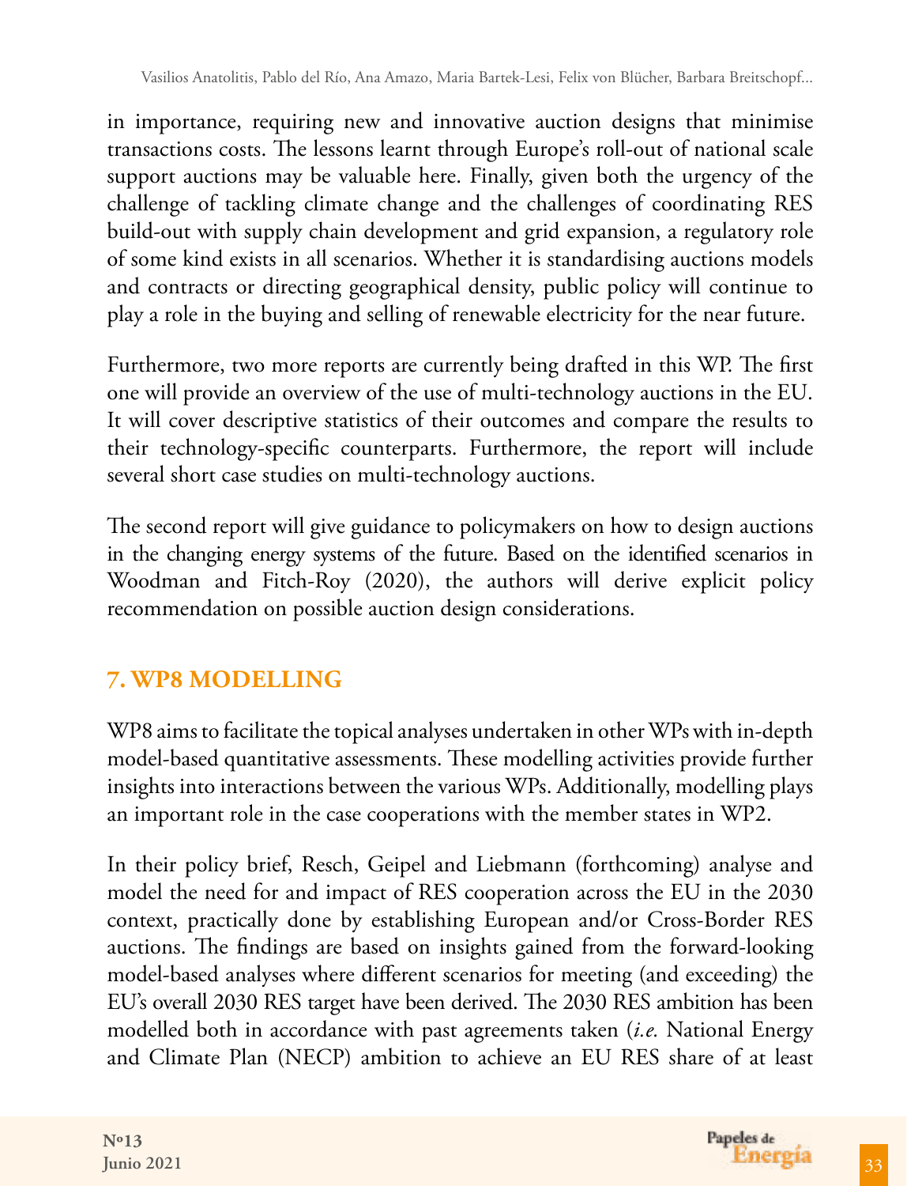in importance, requiring new and innovative auction designs that minimise transactions costs. The lessons learnt through Europe's roll-out of national scale support auctions may be valuable here. Finally, given both the urgency of the challenge of tackling climate change and the challenges of coordinating RES build-out with supply chain development and grid expansion, a regulatory role of some kind exists in all scenarios. Whether it is standardising auctions models and contracts or directing geographical density, public policy will continue to play a role in the buying and selling of renewable electricity for the near future.

Furthermore, two more reports are currently being drafted in this WP. The first one will provide an overview of the use of multi-technology auctions in the EU. It will cover descriptive statistics of their outcomes and compare the results to their technology-specific counterparts. Furthermore, the report will include several short case studies on multi-technology auctions.

The second report will give guidance to policymakers on how to design auctions in the changing energy systems of the future. Based on the identified scenarios in Woodman and Fitch-Roy (2020), the authors will derive explicit policy recommendation on possible auction design considerations.

## 7. WP8 MODELLING

WP8 aims to facilitate the topical analyses undertaken in other WPs with in-depth model-based quantitative assessments. These modelling activities provide further insights into interactions between the various WPs. Additionally, modelling plays an important role in the case cooperations with the member states in WP2.

In their policy brief, Resch, Geipel and Liebmann (forthcoming) analyse and model the need for and impact of RES cooperation across the EU in the 2030 context, practically done by establishing European and/or Cross-Border RES auctions. The findings are based on insights gained from the forward-looking model-based analyses where different scenarios for meeting (and exceeding) the EU's overall 2030 RES target have been derived. The 2030 RES ambition has been modelled both in accordance with past agreements taken (*i.e.* National Energy and Climate Plan (NECP) ambition to achieve an EU RES share of at least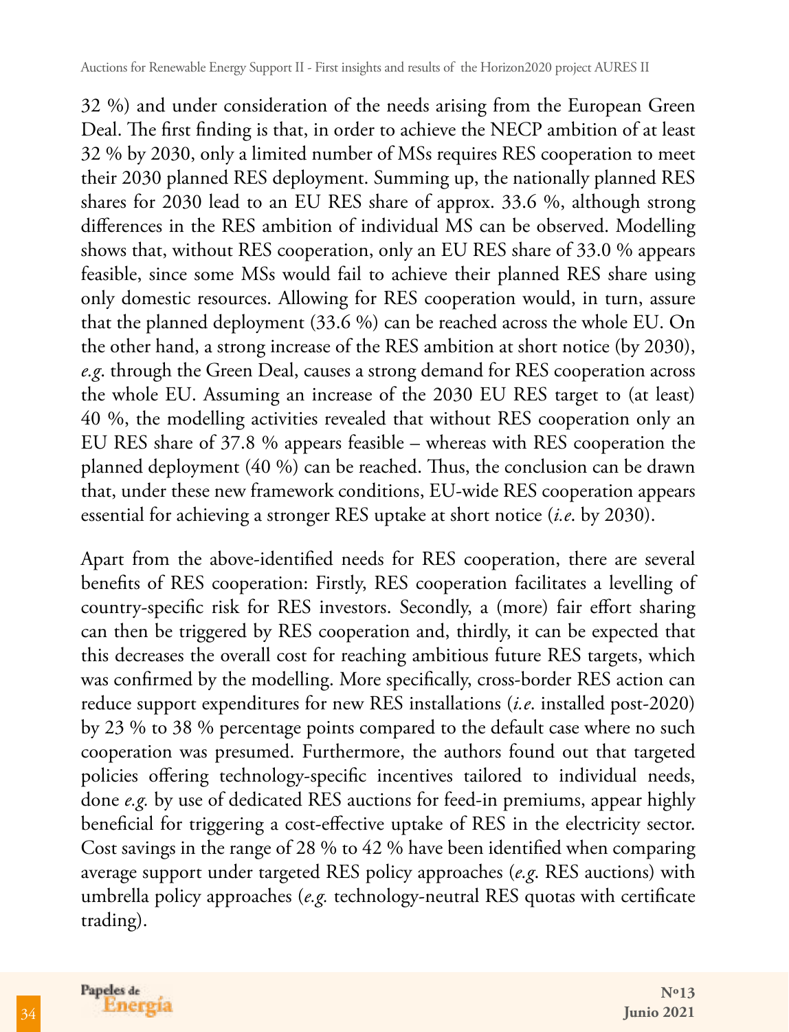32 %) and under consideration of the needs arising from the European Green Deal. The first finding is that, in order to achieve the NECP ambition of at least 32 % by 2030, only a limited number of MSs requires RES cooperation to meet their 2030 planned RES deployment. Summing up, the nationally planned RES shares for 2030 lead to an EU RES share of approx. 33.6 %, although strong differences in the RES ambition of individual MS can be observed. Modelling shows that, without RES cooperation, only an EU RES share of 33.0 % appears feasible, since some MSs would fail to achieve their planned RES share using only domestic resources. Allowing for RES cooperation would, in turn, assure that the planned deployment (33.6 %) can be reached across the whole EU. On the other hand, a strong increase of the RES ambition at short notice (by 2030), *e.g*. through the Green Deal, causes a strong demand for RES cooperation across the whole EU. Assuming an increase of the 2030 EU RES target to (at least) 40 %, the modelling activities revealed that without RES cooperation only an EU RES share of 37.8 % appears feasible – whereas with RES cooperation the planned deployment (40 %) can be reached. Thus, the conclusion can be drawn that, under these new framework conditions, EU-wide RES cooperation appears essential for achieving a stronger RES uptake at short notice (*i.e*. by 2030).

Apart from the above-identified needs for RES cooperation, there are several benefits of RES cooperation: Firstly, RES cooperation facilitates a levelling of country-specific risk for RES investors. Secondly, a (more) fair effort sharing can then be triggered by RES cooperation and, thirdly, it can be expected that this decreases the overall cost for reaching ambitious future RES targets, which was confirmed by the modelling. More specifically, cross-border RES action can reduce support expenditures for new RES installations (*i.e*. installed post-2020) by 23 % to 38 % percentage points compared to the default case where no such cooperation was presumed. Furthermore, the authors found out that targeted policies offering technology-specific incentives tailored to individual needs, done *e.g.* by use of dedicated RES auctions for feed-in premiums, appear highly beneficial for triggering a cost-effective uptake of RES in the electricity sector. Cost savings in the range of 28 % to 42 % have been identified when comparing average support under targeted RES policy approaches (*e.g*. RES auctions) with umbrella policy approaches (*e.g.* technology-neutral RES quotas with certificate trading).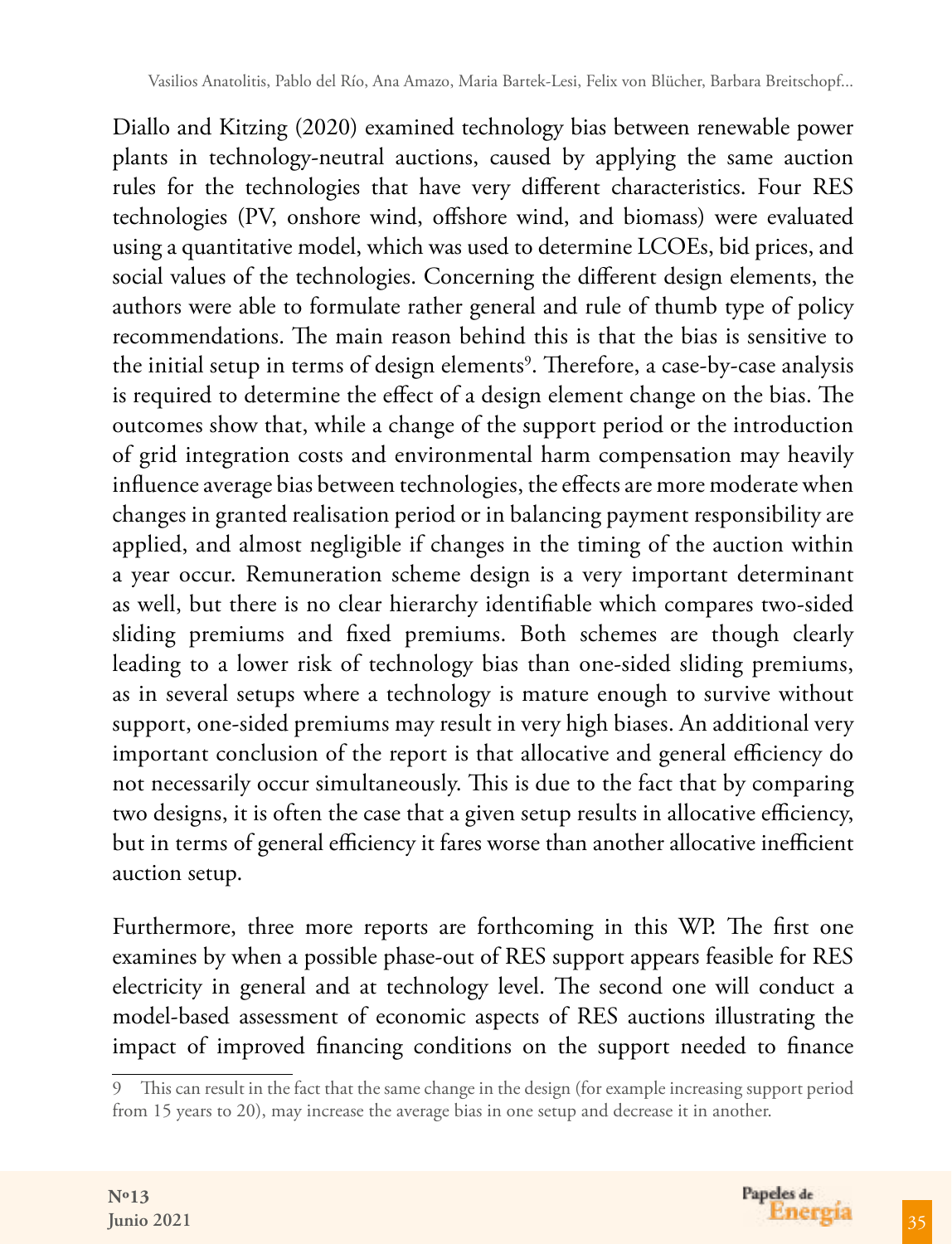Diallo and Kitzing (2020) examined technology bias between renewable power plants in technology-neutral auctions, caused by applying the same auction rules for the technologies that have very different characteristics. Four RES technologies (PV, onshore wind, offshore wind, and biomass) were evaluated using a quantitative model, which was used to determine LCOEs, bid prices, and social values of the technologies. Concerning the different design elements, the authors were able to formulate rather general and rule of thumb type of policy recommendations. The main reason behind this is that the bias is sensitive to the initial setup in terms of design elements[9]. Therefore, a case-by-case analysis is required to determine the effect of a design element change on the bias. The outcomes show that, while a change of the support period or the introduction of grid integration costs and environmental harm compensation may heavily influence average bias between technologies, the effects are more moderate when changes in granted realisation period or in balancing payment responsibility are applied, and almost negligible if changes in the timing of the auction within a year occur. Remuneration scheme design is a very important determinant as well, but there is no clear hierarchy identifiable which compares two-sided sliding premiums and fixed premiums. Both schemes are though clearly leading to a lower risk of technology bias than one-sided sliding premiums, as in several setups where a technology is mature enough to survive without support, one-sided premiums may result in very high biases. An additional very important conclusion of the report is that allocative and general efficiency do not necessarily occur simultaneously. This is due to the fact that by comparing two designs, it is often the case that a given setup results in allocative efficiency, but in terms of general efficiency it fares worse than another allocative inefficient auction setup.

Furthermore, three more reports are forthcoming in this WP. The first one examines by when a possible phase-out of RES support appears feasible for RES electricity in general and at technology level. The second one will conduct a model-based assessment of economic aspects of RES auctions illustrating the impact of improved financing conditions on the support needed to finance

9 This can result in the fact that the same change in the design (for example increasing support period from 15 years to 20), may increase the average bias in one setup and decrease it in another.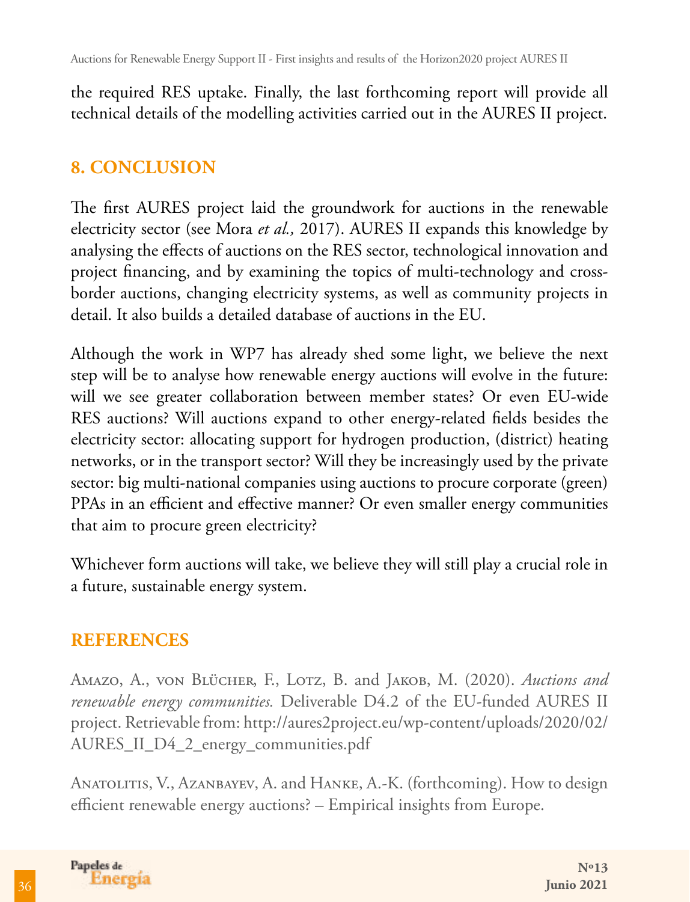the required RES uptake. Finally, the last forthcoming report will provide all technical details of the modelling activities carried out in the AURES II project.

## 8. CONCLUSION

The first AURES project laid the groundwork for auctions in the renewable electricity sector (see Mora *et al.,* 2017). AURES II expands this knowledge by analysing the effects of auctions on the RES sector, technological innovation and project financing, and by examining the topics of multi-technology and cross-border auctions, changing electricity systems, as well as community projects in detail. It also builds a detailed database of auctions in the EU.

Although the work in WP7 has already shed some light, we believe the next step will be to analyse how renewable energy auctions will evolve in the future: will we see greater collaboration between member states? Or even EU-wide RES auctions? Will auctions expand to other energy-related fields besides the electricity sector: allocating support for hydrogen production, (district) heating networks, or in the transport sector? Will they be increasingly used by the private sector: big multi-national companies using auctions to procure corporate (green) PPAs in an efficient and effective manner? Or even smaller energy communities that aim to procure green electricity?

Whichever form auctions will take, we believe they will still play a crucial role in a future, sustainable energy system.

## REFERENCES

Amazo, A., von Blücher, F., Lotz, B. and Jakob, M. (2020). *Auctions and renewable energy communities.* Deliverable D4.2 of the EU-funded AURES II project. Retrievable from: http://aures2project.eu/wp-content/uploads/2020/02/AURES_II_D4_2_energy_communities.pdf

Anatolitis, V., Azanbayev, A. and Hanke, A.-K. (forthcoming). How to design efficient renewable energy auctions? – Empirical insights from Europe.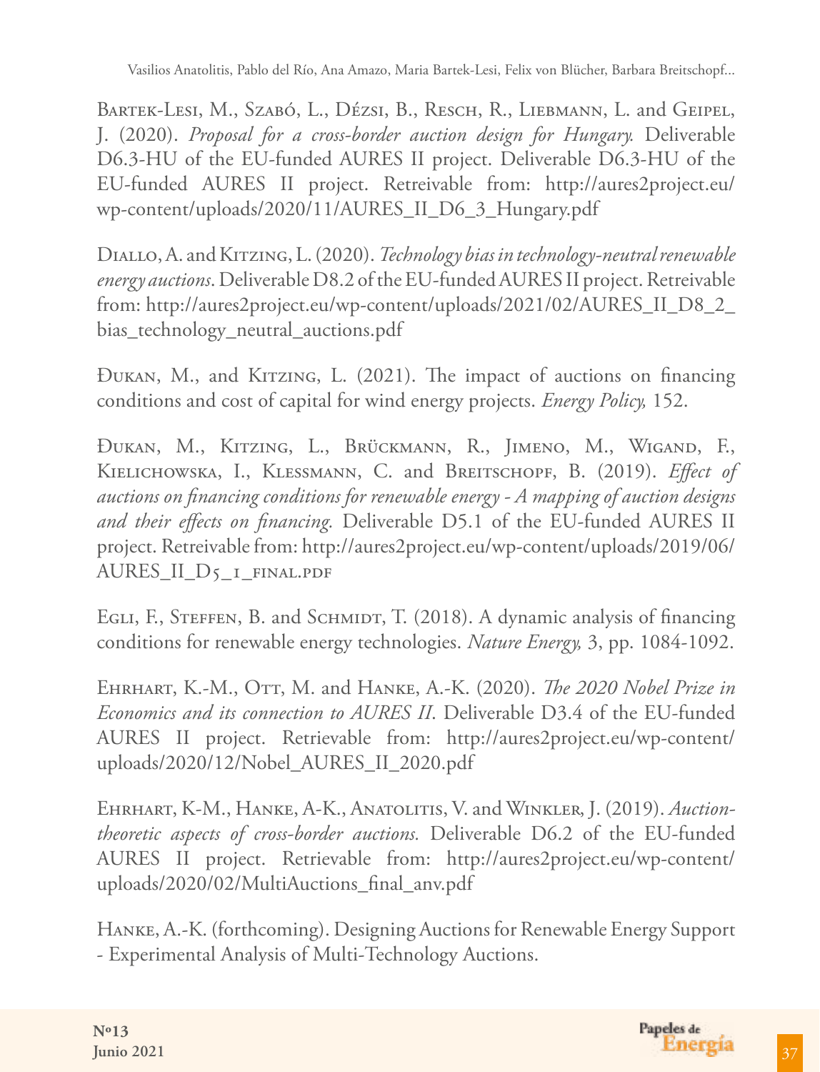Bartek-Lesi, M., Szabó, L., Dézsi, B., Resch, R., Liebmann, L. and Geipel, J. (2020). *Proposal for a cross-border auction design for Hungary.* Deliverable D6.3-HU of the EU-funded AURES II project. Deliverable D6.3-HU of the EU-funded AURES II project. Retreivable from: http://aures2project.eu/wp-content/uploads/2020/11/AURES_II_D6_3_Hungary.pdf

Diallo, A. and Kitzing, L. (2020). *Technology bias in technology-neutral renewable energy auctions*. Deliverable D8.2 of the EU-funded AURES II project. Retreivable from: http://aures2project.eu/wp-content/uploads/2021/02/AURES_II_D8_2_bias_technology_neutral_auctions.pdf

Đukan, M., and Kitzing, L. (2021). The impact of auctions on financing conditions and cost of capital for wind energy projects. *Energy Policy,* 152.

Đukan, M., Kitzing, L., Brückmann, R., Jimeno, M., Wigand, F., Kielichowska, I., Klessmann, C. and Breitschopf, B. (2019). *Effect of auctions on financing conditions for renewable energy - A mapping of auction designs and their effects on financing.* Deliverable D5.1 of the EU-funded AURES II project. Retreivable from: http://aures2project.eu/wp-content/uploads/2019/06/AURES_II_D5_1_final.pdf

Egli, F., Steffen, B. and Schmidt, T. (2018). A dynamic analysis of financing conditions for renewable energy technologies. *Nature Energy,* 3, pp. 1084-1092.

Ehrhart, K.-M., Ott, M. and Hanke, A.-K. (2020). *The 2020 Nobel Prize in Economics and its connection to AURES II.* Deliverable D3.4 of the EU-funded AURES II project. Retrievable from: http://aures2project.eu/wp-content/uploads/2020/12/Nobel_AURES_II_2020.pdf

Ehrhart, K-M., Hanke, A-K., Anatolitis, V. and Winkler, J. (2019). *Auction-theoretic aspects of cross-border auctions.* Deliverable D6.2 of the EU-funded AURES II project. Retrievable from: http://aures2project.eu/wp-content/uploads/2020/02/MultiAuctions_final_anv.pdf

Hanke, A.-K. (forthcoming). Designing Auctions for Renewable Energy Support - Experimental Analysis of Multi-Technology Auctions.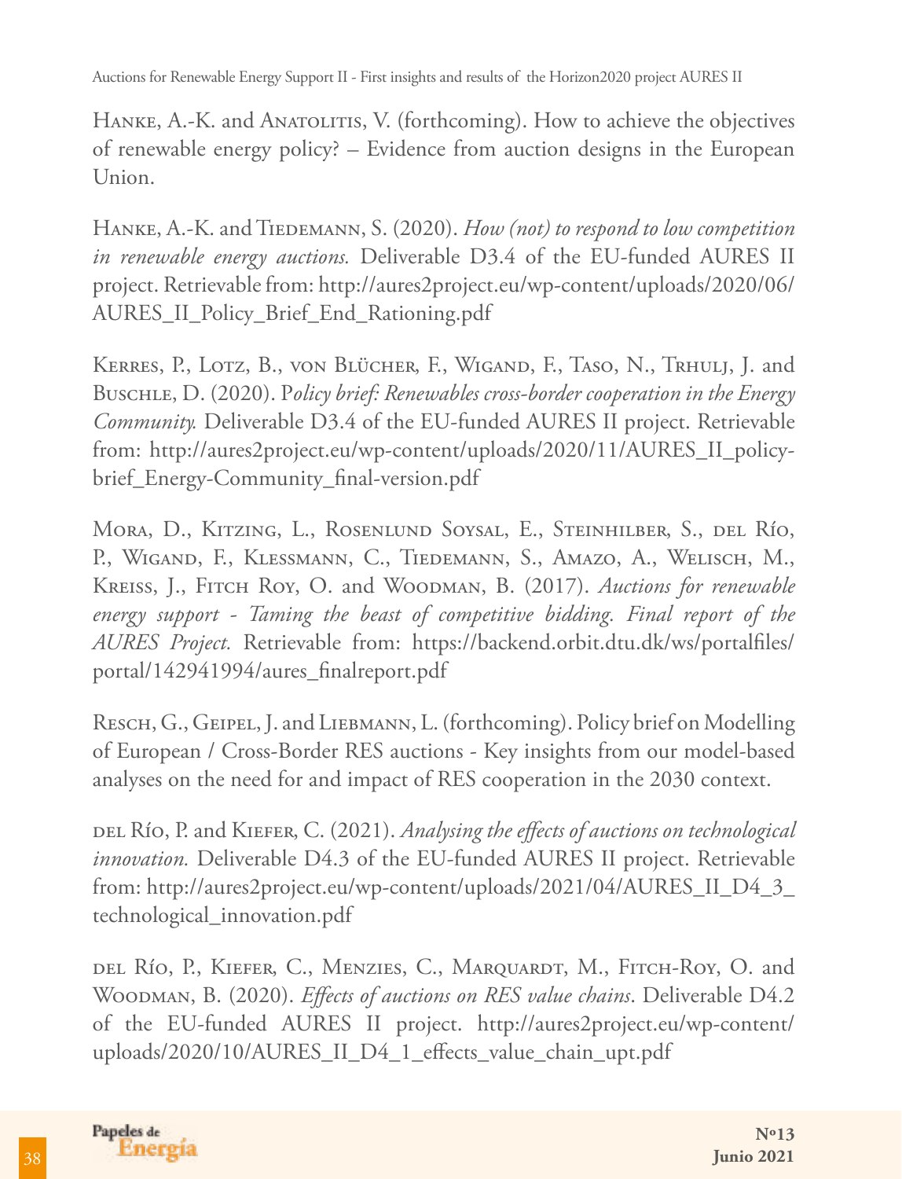Hanke, A.-K. and Anatolitis, V. (forthcoming). How to achieve the objectives of renewable energy policy? – Evidence from auction designs in the European Union.

Hanke, A.-K. and Tiedemann, S. (2020). *How (not) to respond to low competition in renewable energy auctions.* Deliverable D3.4 of the EU-funded AURES II project. Retrievable from: http://aures2project.eu/wp-content/uploads/2020/06/AURES_II_Policy_Brief_End_Rationing.pdf

Kerres, P., Lotz, B., von Blücher, F., Wigand, F., Taso, N., Trhulj, J. and Buschle, D. (2020). P*olicy brief: Renewables cross-border cooperation in the Energy Community.* Deliverable D3.4 of the EU-funded AURES II project. Retrievable from: http://aures2project.eu/wp-content/uploads/2020/11/AURES_II_policy-brief_Energy-Community_final-version.pdf

Mora, D., Kitzing, L., Rosenlund Soysal, E., Steinhilber, S., del Río, P., Wigand, F., Klessmann, C., Tiedemann, S., Amazo, A., Welisch, M., Kreiss, J., Fitch Roy, O. and Woodman, B. (2017). *Auctions for renewable energy support - Taming the beast of competitive bidding. Final report of the AURES Project.* Retrievable from: https://backend.orbit.dtu.dk/ws/portalfiles/portal/142941994/aures_finalreport.pdf

Resch, G., Geipel, J. and Liebmann, L. (forthcoming). Policy brief on Modelling of European / Cross-Border RES auctions - Key insights from our model-based analyses on the need for and impact of RES cooperation in the 2030 context.

del Río, P. and Kiefer, C. (2021). *Analysing the effects of auctions on technological innovation.* Deliverable D4.3 of the EU-funded AURES II project. Retrievable from: http://aures2project.eu/wp-content/uploads/2021/04/AURES_II_D4_3_technological_innovation.pdf

del Río, P., Kiefer, C., Menzies, C., Marquardt, M., Fitch-Roy, O. and Woodman, B. (2020). *Effects of auctions on RES value chains*. Deliverable D4.2 of the EU-funded AURES II project. http://aures2project.eu/wp-content/uploads/2020/10/AURES_II_D4_1_effects_value_chain_upt.pdf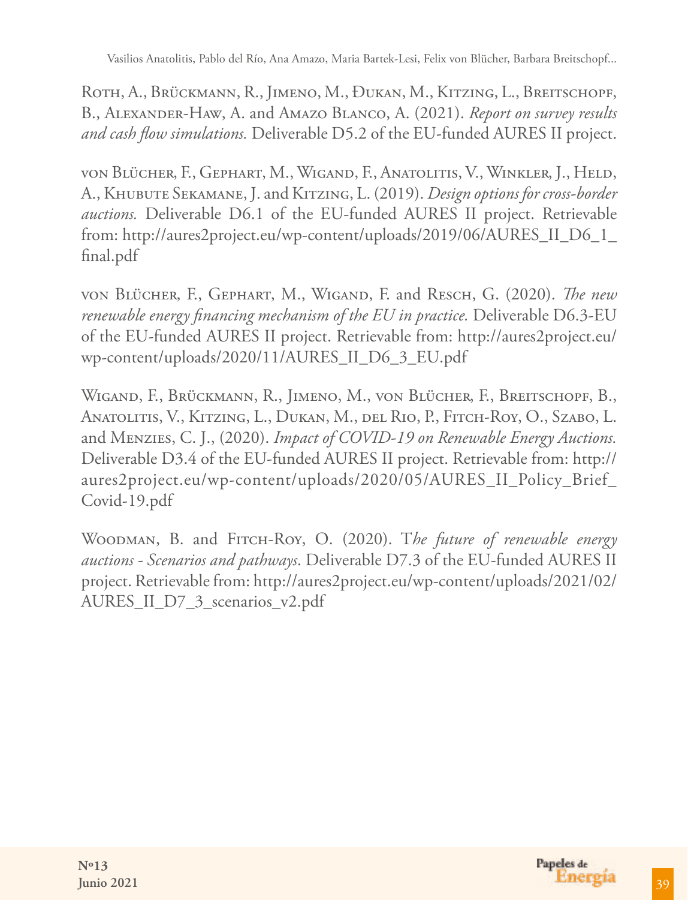Roth, A., Brückmann, R., Jimeno, M., Đukan, M., Kitzing, L., Breitschopf, B., Alexander-Haw, A. and Amazo Blanco, A. (2021). *Report on survey results and cash flow simulations.* Deliverable D5.2 of the EU-funded AURES II project.

von Blücher, F., Gephart, M., Wigand, F., Anatolitis, V., Winkler, J., Held, A., Khubute Sekamane, J. and Kitzing, L. (2019). *Design options for cross-border auctions.* Deliverable D6.1 of the EU-funded AURES II project. Retrievable from: http://aures2project.eu/wp-content/uploads/2019/06/AURES_II_D6_1_final.pdf

von Blücher, F., Gephart, M., Wigand, F. and Resch, G. (2020). *The new renewable energy financing mechanism of the EU in practice.* Deliverable D6.3-EU of the EU-funded AURES II project. Retrievable from: http://aures2project.eu/wp-content/uploads/2020/11/AURES_II_D6_3_EU.pdf

Wigand, F., Brückmann, R., Jimeno, M., von Blücher, F., Breitschopf, B., Anatolitis, V., Kitzing, L., Dukan, M., del Rio, P., Fitch-Roy, O., Szabo, L. and Menzies, C. J., (2020). *Impact of COVID-19 on Renewable Energy Auctions.* Deliverable D3.4 of the EU-funded AURES II project. Retrievable from: http://aures2project.eu/wp-content/uploads/2020/05/AURES_II_Policy_Brief_Covid-19.pdf

Woodman, B. and Fitch-Roy, O. (2020). T*he future of renewable energy auctions - Scenarios and pathways*. Deliverable D7.3 of the EU-funded AURES II project. Retrievable from: http://aures2project.eu/wp-content/uploads/2021/02/AURES_II_D7_3_scenarios_v2.pdf